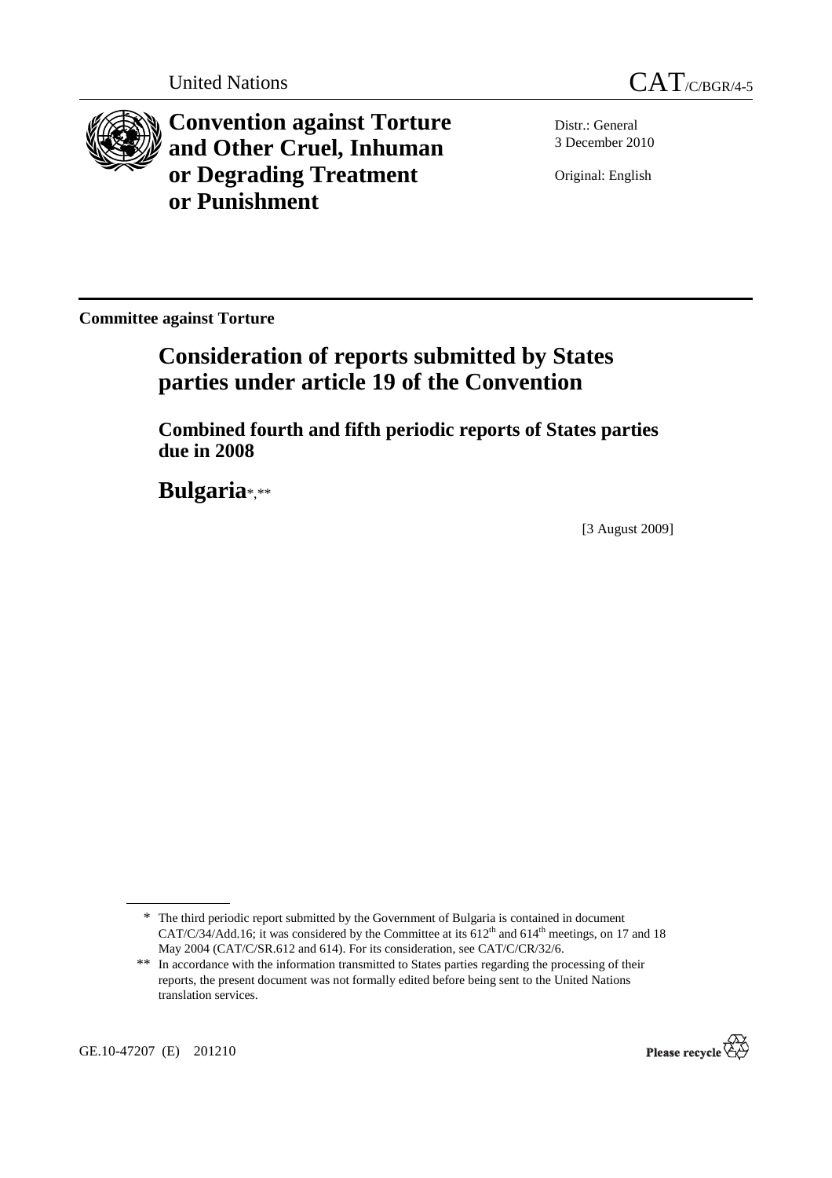United Nations CAT/C/BGR/4-5

# Convention against Torture and Other Cruel, Inhuman or Degrading Treatment or Punishment

Distr.: General
3 December 2010

Original: English

**Committee against Torture**

## Consideration of reports submitted by States parties under article 19 of the Convention

### Combined fourth and fifth periodic reports of States parties due in 2008

## Bulgaria*,**

[3 August 2009]

\* The third periodic report submitted by the Government of Bulgaria is contained in document CAT/C/34/Add.16; it was considered by the Committee at its 612th and 614th meetings, on 17 and 18 May 2004 (CAT/C/SR.612 and 614). For its consideration, see CAT/C/CR/32/6.

\*\* In accordance with the information transmitted to States parties regarding the processing of their reports, the present document was not formally edited before being sent to the United Nations translation services.

GE.10-47207 (E) 201210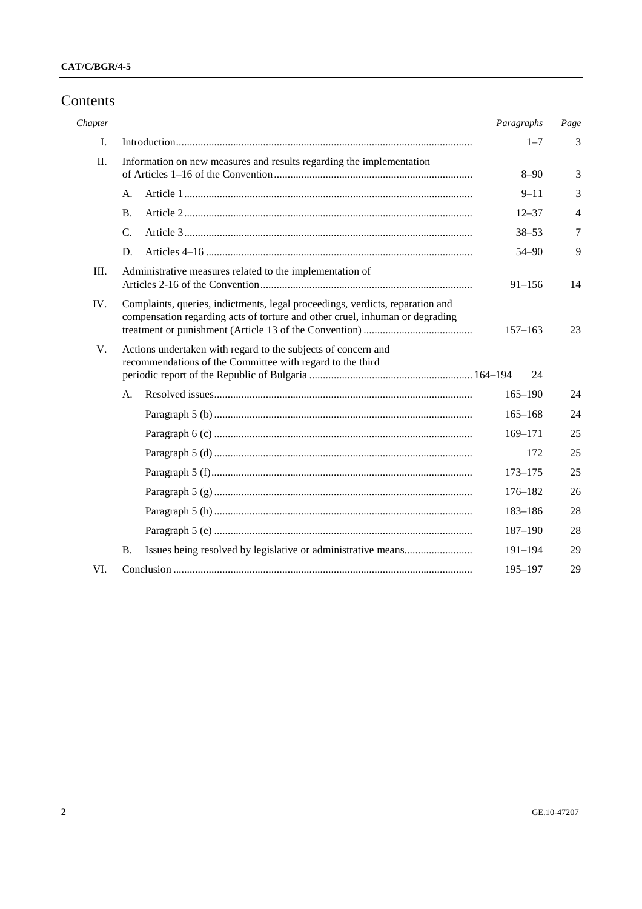# Contents

| Chapter | | | Paragraphs | Page |
|---|---|---|---|---|
| I. | Introduction | | 1–7 | 3 |
| II. | Information on new measures and results regarding the implementation of Articles 1–16 of the Convention | | 8–90 | 3 |
| | A. | Article 1 | 9–11 | 3 |
| | B. | Article 2 | 12–37 | 4 |
| | C. | Article 3 | 38–53 | 7 |
| | D. | Articles 4–16 | 54–90 | 9 |
| III. | Administrative measures related to the implementation of Articles 2-16 of the Convention | | 91–156 | 14 |
| IV. | Complaints, queries, indictments, legal proceedings, verdicts, reparation and compensation regarding acts of torture and other cruel, inhuman or degrading treatment or punishment (Article 13 of the Convention) | | 157–163 | 23 |
| V. | Actions undertaken with regard to the subjects of concern and recommendations of the Committee with regard to the third periodic report of the Republic of Bulgaria | | 164–194 | 24 |
| | A. | Resolved issues | 165–190 | 24 |
| | | Paragraph 5 (b) | 165–168 | 24 |
| | | Paragraph 6 (c) | 169–171 | 25 |
| | | Paragraph 5 (d) | 172 | 25 |
| | | Paragraph 5 (f) | 173–175 | 25 |
| | | Paragraph 5 (g) | 176–182 | 26 |
| | | Paragraph 5 (h) | 183–186 | 28 |
| | | Paragraph 5 (e) | 187–190 | 28 |
| | B. | Issues being resolved by legislative or administrative means | 191–194 | 29 |
| VI. | Conclusion | | 195–197 | 29 |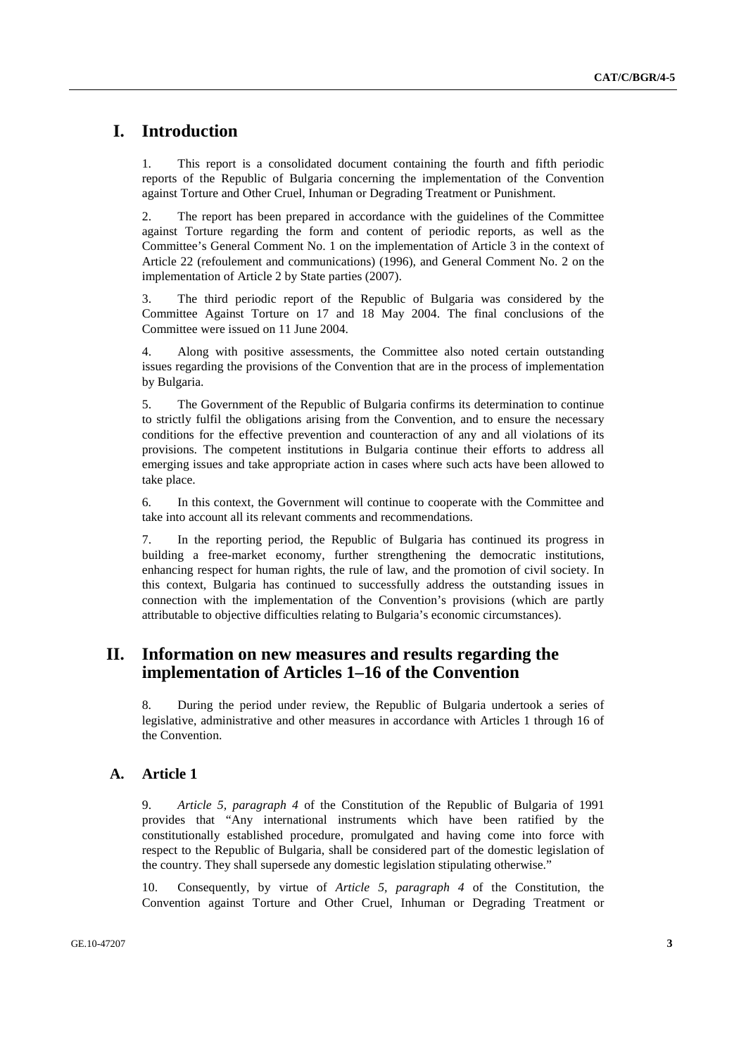# I. Introduction

1. This report is a consolidated document containing the fourth and fifth periodic reports of the Republic of Bulgaria concerning the implementation of the Convention against Torture and Other Cruel, Inhuman or Degrading Treatment or Punishment.

2. The report has been prepared in accordance with the guidelines of the Committee against Torture regarding the form and content of periodic reports, as well as the Committee's General Comment No. 1 on the implementation of Article 3 in the context of Article 22 (refoulement and communications) (1996), and General Comment No. 2 on the implementation of Article 2 by State parties (2007).

3. The third periodic report of the Republic of Bulgaria was considered by the Committee Against Torture on 17 and 18 May 2004. The final conclusions of the Committee were issued on 11 June 2004.

4. Along with positive assessments, the Committee also noted certain outstanding issues regarding the provisions of the Convention that are in the process of implementation by Bulgaria.

5. The Government of the Republic of Bulgaria confirms its determination to continue to strictly fulfil the obligations arising from the Convention, and to ensure the necessary conditions for the effective prevention and counteraction of any and all violations of its provisions. The competent institutions in Bulgaria continue their efforts to address all emerging issues and take appropriate action in cases where such acts have been allowed to take place.

6. In this context, the Government will continue to cooperate with the Committee and take into account all its relevant comments and recommendations.

7. In the reporting period, the Republic of Bulgaria has continued its progress in building a free-market economy, further strengthening the democratic institutions, enhancing respect for human rights, the rule of law, and the promotion of civil society. In this context, Bulgaria has continued to successfully address the outstanding issues in connection with the implementation of the Convention's provisions (which are partly attributable to objective difficulties relating to Bulgaria's economic circumstances).

# II. Information on new measures and results regarding the implementation of Articles 1–16 of the Convention

8. During the period under review, the Republic of Bulgaria undertook a series of legislative, administrative and other measures in accordance with Articles 1 through 16 of the Convention.

## A. Article 1

9. *Article 5, paragraph 4* of the Constitution of the Republic of Bulgaria of 1991 provides that "Any international instruments which have been ratified by the constitutionally established procedure, promulgated and having come into force with respect to the Republic of Bulgaria, shall be considered part of the domestic legislation of the country. They shall supersede any domestic legislation stipulating otherwise."

10. Consequently, by virtue of *Article 5, paragraph 4* of the Constitution, the Convention against Torture and Other Cruel, Inhuman or Degrading Treatment or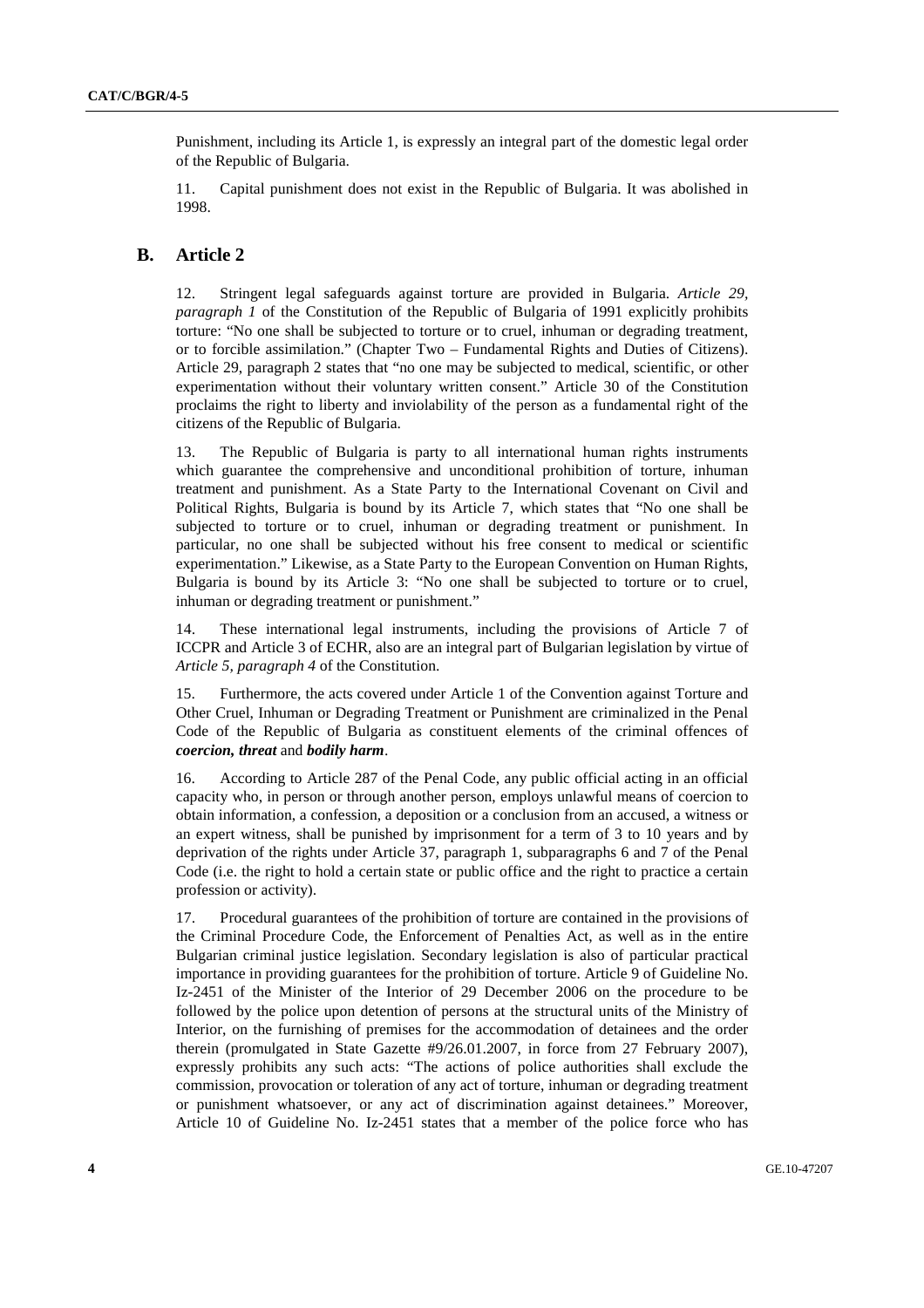Punishment, including its Article 1, is expressly an integral part of the domestic legal order of the Republic of Bulgaria.

11. Capital punishment does not exist in the Republic of Bulgaria. It was abolished in 1998.

## B. Article 2

12. Stringent legal safeguards against torture are provided in Bulgaria. *Article 29, paragraph 1* of the Constitution of the Republic of Bulgaria of 1991 explicitly prohibits torture: "No one shall be subjected to torture or to cruel, inhuman or degrading treatment, or to forcible assimilation." (Chapter Two – Fundamental Rights and Duties of Citizens). Article 29, paragraph 2 states that "no one may be subjected to medical, scientific, or other experimentation without their voluntary written consent." Article 30 of the Constitution proclaims the right to liberty and inviolability of the person as a fundamental right of the citizens of the Republic of Bulgaria.

13. The Republic of Bulgaria is party to all international human rights instruments which guarantee the comprehensive and unconditional prohibition of torture, inhuman treatment and punishment. As a State Party to the International Covenant on Civil and Political Rights, Bulgaria is bound by its Article 7, which states that "No one shall be subjected to torture or to cruel, inhuman or degrading treatment or punishment. In particular, no one shall be subjected without his free consent to medical or scientific experimentation." Likewise, as a State Party to the European Convention on Human Rights, Bulgaria is bound by its Article 3: "No one shall be subjected to torture or to cruel, inhuman or degrading treatment or punishment."

14. These international legal instruments, including the provisions of Article 7 of ICCPR and Article 3 of ECHR, also are an integral part of Bulgarian legislation by virtue of *Article 5, paragraph 4* of the Constitution.

15. Furthermore, the acts covered under Article 1 of the Convention against Torture and Other Cruel, Inhuman or Degrading Treatment or Punishment are criminalized in the Penal Code of the Republic of Bulgaria as constituent elements of the criminal offences of ***coercion, threat*** and ***bodily harm***.

16. According to Article 287 of the Penal Code, any public official acting in an official capacity who, in person or through another person, employs unlawful means of coercion to obtain information, a confession, a deposition or a conclusion from an accused, a witness or an expert witness, shall be punished by imprisonment for a term of 3 to 10 years and by deprivation of the rights under Article 37, paragraph 1, subparagraphs 6 and 7 of the Penal Code (i.e. the right to hold a certain state or public office and the right to practice a certain profession or activity).

17. Procedural guarantees of the prohibition of torture are contained in the provisions of the Criminal Procedure Code, the Enforcement of Penalties Act, as well as in the entire Bulgarian criminal justice legislation. Secondary legislation is also of particular practical importance in providing guarantees for the prohibition of torture. Article 9 of Guideline No. Iz-2451 of the Minister of the Interior of 29 December 2006 on the procedure to be followed by the police upon detention of persons at the structural units of the Ministry of Interior, on the furnishing of premises for the accommodation of detainees and the order therein (promulgated in State Gazette #9/26.01.2007, in force from 27 February 2007), expressly prohibits any such acts: "The actions of police authorities shall exclude the commission, provocation or toleration of any act of torture, inhuman or degrading treatment or punishment whatsoever, or any act of discrimination against detainees." Moreover, Article 10 of Guideline No. Iz-2451 states that a member of the police force who has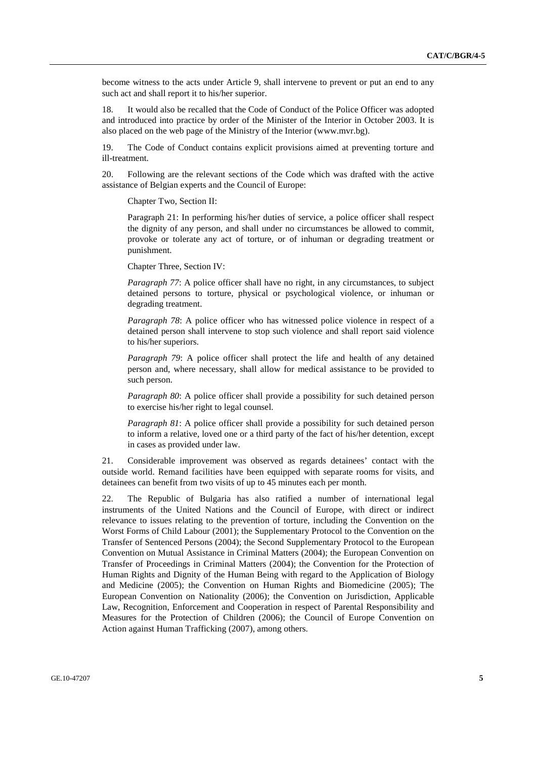become witness to the acts under Article 9, shall intervene to prevent or put an end to any such act and shall report it to his/her superior.

18. It would also be recalled that the Code of Conduct of the Police Officer was adopted and introduced into practice by order of the Minister of the Interior in October 2003. It is also placed on the web page of the Ministry of the Interior (www.mvr.bg).

19. The Code of Conduct contains explicit provisions aimed at preventing torture and ill-treatment.

20. Following are the relevant sections of the Code which was drafted with the active assistance of Belgian experts and the Council of Europe:

Chapter Two, Section II:

Paragraph 21: In performing his/her duties of service, a police officer shall respect the dignity of any person, and shall under no circumstances be allowed to commit, provoke or tolerate any act of torture, or of inhuman or degrading treatment or punishment.

Chapter Three, Section IV:

*Paragraph 77*: A police officer shall have no right, in any circumstances, to subject detained persons to torture, physical or psychological violence, or inhuman or degrading treatment.

*Paragraph 78*: A police officer who has witnessed police violence in respect of a detained person shall intervene to stop such violence and shall report said violence to his/her superiors.

*Paragraph 79*: A police officer shall protect the life and health of any detained person and, where necessary, shall allow for medical assistance to be provided to such person.

*Paragraph 80*: A police officer shall provide a possibility for such detained person to exercise his/her right to legal counsel.

*Paragraph 81*: A police officer shall provide a possibility for such detained person to inform a relative, loved one or a third party of the fact of his/her detention, except in cases as provided under law.

21. Considerable improvement was observed as regards detainees' contact with the outside world. Remand facilities have been equipped with separate rooms for visits, and detainees can benefit from two visits of up to 45 minutes each per month.

22. The Republic of Bulgaria has also ratified a number of international legal instruments of the United Nations and the Council of Europe, with direct or indirect relevance to issues relating to the prevention of torture, including the Convention on the Worst Forms of Child Labour (2001); the Supplementary Protocol to the Convention on the Transfer of Sentenced Persons (2004); the Second Supplementary Protocol to the European Convention on Mutual Assistance in Criminal Matters (2004); the European Convention on Transfer of Proceedings in Criminal Matters (2004); the Convention for the Protection of Human Rights and Dignity of the Human Being with regard to the Application of Biology and Medicine (2005); the Convention on Human Rights and Biomedicine (2005); The European Convention on Nationality (2006); the Convention on Jurisdiction, Applicable Law, Recognition, Enforcement and Cooperation in respect of Parental Responsibility and Measures for the Protection of Children (2006); the Council of Europe Convention on Action against Human Trafficking (2007), among others.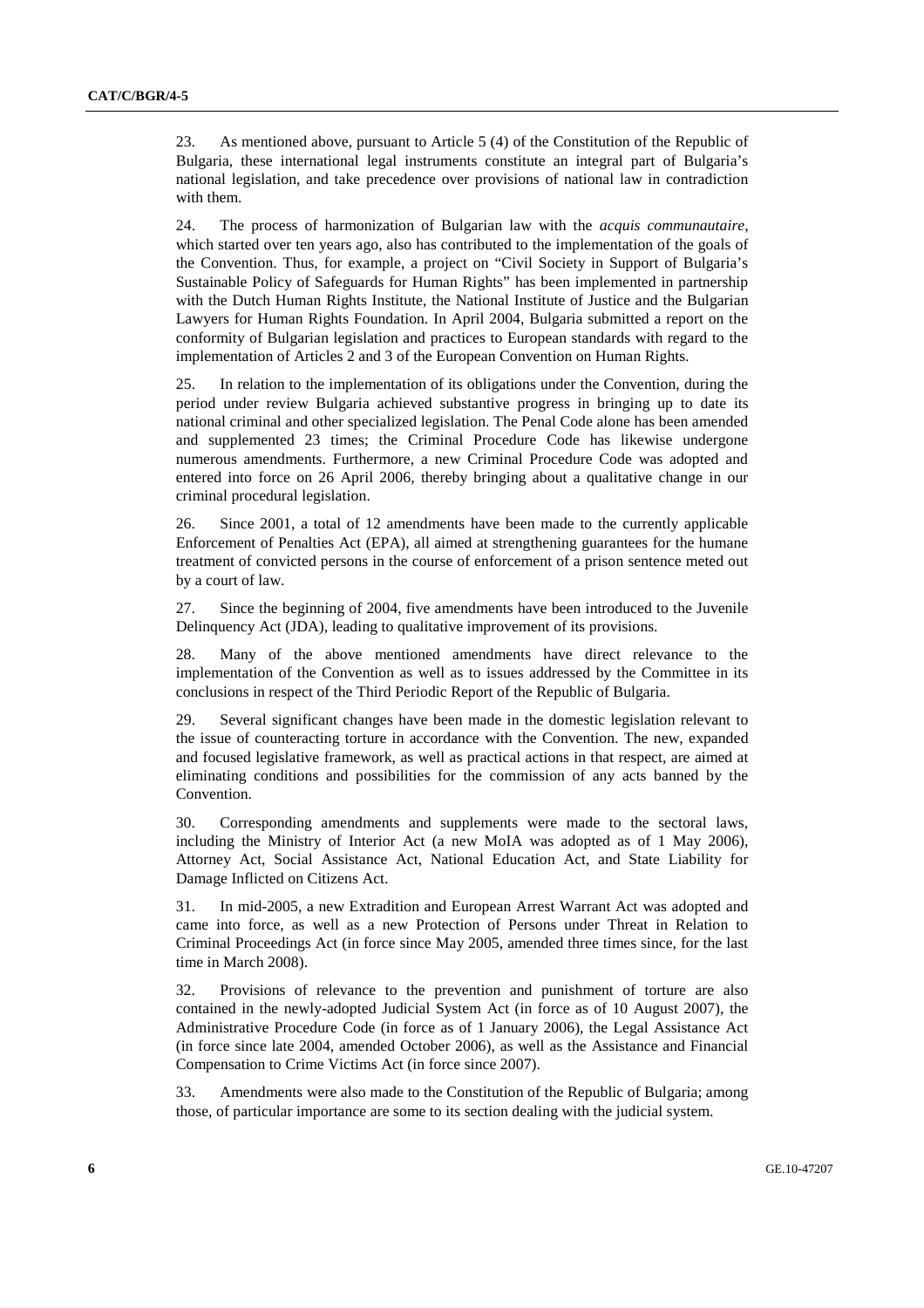23. As mentioned above, pursuant to Article 5 (4) of the Constitution of the Republic of Bulgaria, these international legal instruments constitute an integral part of Bulgaria's national legislation, and take precedence over provisions of national law in contradiction with them.

24. The process of harmonization of Bulgarian law with the *acquis communautaire*, which started over ten years ago, also has contributed to the implementation of the goals of the Convention. Thus, for example, a project on "Civil Society in Support of Bulgaria's Sustainable Policy of Safeguards for Human Rights" has been implemented in partnership with the Dutch Human Rights Institute, the National Institute of Justice and the Bulgarian Lawyers for Human Rights Foundation. In April 2004, Bulgaria submitted a report on the conformity of Bulgarian legislation and practices to European standards with regard to the implementation of Articles 2 and 3 of the European Convention on Human Rights.

25. In relation to the implementation of its obligations under the Convention, during the period under review Bulgaria achieved substantive progress in bringing up to date its national criminal and other specialized legislation. The Penal Code alone has been amended and supplemented 23 times; the Criminal Procedure Code has likewise undergone numerous amendments. Furthermore, a new Criminal Procedure Code was adopted and entered into force on 26 April 2006, thereby bringing about a qualitative change in our criminal procedural legislation.

26. Since 2001, a total of 12 amendments have been made to the currently applicable Enforcement of Penalties Act (EPA), all aimed at strengthening guarantees for the humane treatment of convicted persons in the course of enforcement of a prison sentence meted out by a court of law.

27. Since the beginning of 2004, five amendments have been introduced to the Juvenile Delinquency Act (JDA), leading to qualitative improvement of its provisions.

28. Many of the above mentioned amendments have direct relevance to the implementation of the Convention as well as to issues addressed by the Committee in its conclusions in respect of the Third Periodic Report of the Republic of Bulgaria.

29. Several significant changes have been made in the domestic legislation relevant to the issue of counteracting torture in accordance with the Convention. The new, expanded and focused legislative framework, as well as practical actions in that respect, are aimed at eliminating conditions and possibilities for the commission of any acts banned by the Convention.

30. Corresponding amendments and supplements were made to the sectoral laws, including the Ministry of Interior Act (a new MoIA was adopted as of 1 May 2006), Attorney Act, Social Assistance Act, National Education Act, and State Liability for Damage Inflicted on Citizens Act.

31. In mid-2005, a new Extradition and European Arrest Warrant Act was adopted and came into force, as well as a new Protection of Persons under Threat in Relation to Criminal Proceedings Act (in force since May 2005, amended three times since, for the last time in March 2008).

32. Provisions of relevance to the prevention and punishment of torture are also contained in the newly-adopted Judicial System Act (in force as of 10 August 2007), the Administrative Procedure Code (in force as of 1 January 2006), the Legal Assistance Act (in force since late 2004, amended October 2006), as well as the Assistance and Financial Compensation to Crime Victims Act (in force since 2007).

33. Amendments were also made to the Constitution of the Republic of Bulgaria; among those, of particular importance are some to its section dealing with the judicial system.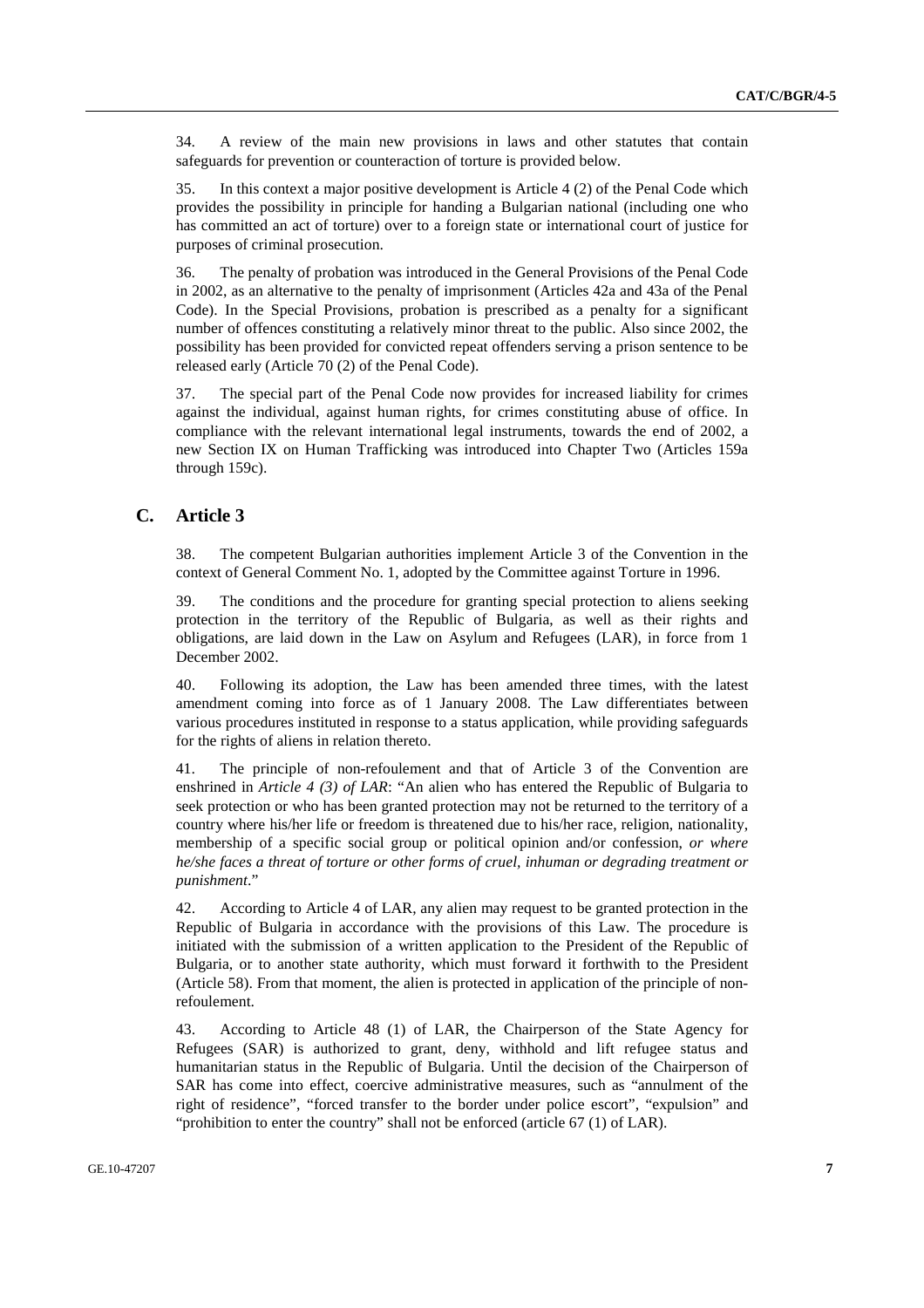34. A review of the main new provisions in laws and other statutes that contain safeguards for prevention or counteraction of torture is provided below.

35. In this context a major positive development is Article 4 (2) of the Penal Code which provides the possibility in principle for handing a Bulgarian national (including one who has committed an act of torture) over to a foreign state or international court of justice for purposes of criminal prosecution.

36. The penalty of probation was introduced in the General Provisions of the Penal Code in 2002, as an alternative to the penalty of imprisonment (Articles 42a and 43a of the Penal Code). In the Special Provisions, probation is prescribed as a penalty for a significant number of offences constituting a relatively minor threat to the public. Also since 2002, the possibility has been provided for convicted repeat offenders serving a prison sentence to be released early (Article 70 (2) of the Penal Code).

37. The special part of the Penal Code now provides for increased liability for crimes against the individual, against human rights, for crimes constituting abuse of office. In compliance with the relevant international legal instruments, towards the end of 2002, a new Section IX on Human Trafficking was introduced into Chapter Two (Articles 159a through 159c).

## C. Article 3

38. The competent Bulgarian authorities implement Article 3 of the Convention in the context of General Comment No. 1, adopted by the Committee against Torture in 1996.

39. The conditions and the procedure for granting special protection to aliens seeking protection in the territory of the Republic of Bulgaria, as well as their rights and obligations, are laid down in the Law on Asylum and Refugees (LAR), in force from 1 December 2002.

40. Following its adoption, the Law has been amended three times, with the latest amendment coming into force as of 1 January 2008. The Law differentiates between various procedures instituted in response to a status application, while providing safeguards for the rights of aliens in relation thereto.

41. The principle of non-refoulement and that of Article 3 of the Convention are enshrined in *Article 4 (3) of LAR*: "An alien who has entered the Republic of Bulgaria to seek protection or who has been granted protection may not be returned to the territory of a country where his/her life or freedom is threatened due to his/her race, religion, nationality, membership of a specific social group or political opinion and/or confession, *or where he/she faces a threat of torture or other forms of cruel, inhuman or degrading treatment or punishment*."

42. According to Article 4 of LAR, any alien may request to be granted protection in the Republic of Bulgaria in accordance with the provisions of this Law. The procedure is initiated with the submission of a written application to the President of the Republic of Bulgaria, or to another state authority, which must forward it forthwith to the President (Article 58). From that moment, the alien is protected in application of the principle of non-refoulement.

43. According to Article 48 (1) of LAR, the Chairperson of the State Agency for Refugees (SAR) is authorized to grant, deny, withhold and lift refugee status and humanitarian status in the Republic of Bulgaria. Until the decision of the Chairperson of SAR has come into effect, coercive administrative measures, such as "annulment of the right of residence", "forced transfer to the border under police escort", "expulsion" and "prohibition to enter the country" shall not be enforced (article 67 (1) of LAR).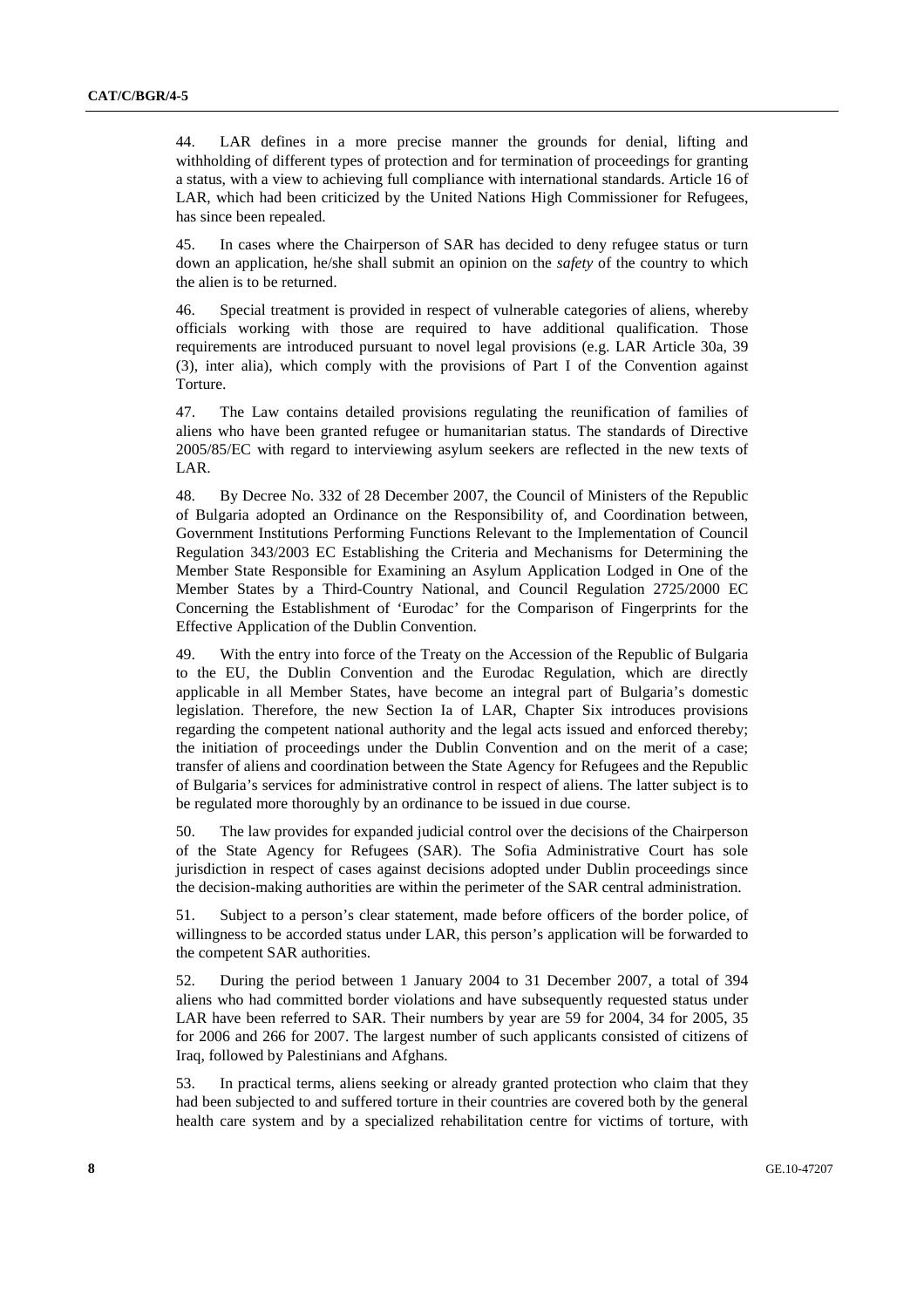44. LAR defines in a more precise manner the grounds for denial, lifting and withholding of different types of protection and for termination of proceedings for granting a status, with a view to achieving full compliance with international standards. Article 16 of LAR, which had been criticized by the United Nations High Commissioner for Refugees, has since been repealed.

45. In cases where the Chairperson of SAR has decided to deny refugee status or turn down an application, he/she shall submit an opinion on the *safety* of the country to which the alien is to be returned.

46. Special treatment is provided in respect of vulnerable categories of aliens, whereby officials working with those are required to have additional qualification. Those requirements are introduced pursuant to novel legal provisions (e.g. LAR Article 30a, 39 (3), inter alia), which comply with the provisions of Part I of the Convention against Torture.

47. The Law contains detailed provisions regulating the reunification of families of aliens who have been granted refugee or humanitarian status. The standards of Directive 2005/85/EC with regard to interviewing asylum seekers are reflected in the new texts of LAR.

48. By Decree No. 332 of 28 December 2007, the Council of Ministers of the Republic of Bulgaria adopted an Ordinance on the Responsibility of, and Coordination between, Government Institutions Performing Functions Relevant to the Implementation of Council Regulation 343/2003 EC Establishing the Criteria and Mechanisms for Determining the Member State Responsible for Examining an Asylum Application Lodged in One of the Member States by a Third-Country National, and Council Regulation 2725/2000 EC Concerning the Establishment of 'Eurodac' for the Comparison of Fingerprints for the Effective Application of the Dublin Convention.

49. With the entry into force of the Treaty on the Accession of the Republic of Bulgaria to the EU, the Dublin Convention and the Eurodac Regulation, which are directly applicable in all Member States, have become an integral part of Bulgaria's domestic legislation. Therefore, the new Section Ia of LAR, Chapter Six introduces provisions regarding the competent national authority and the legal acts issued and enforced thereby; the initiation of proceedings under the Dublin Convention and on the merit of a case; transfer of aliens and coordination between the State Agency for Refugees and the Republic of Bulgaria's services for administrative control in respect of aliens. The latter subject is to be regulated more thoroughly by an ordinance to be issued in due course.

50. The law provides for expanded judicial control over the decisions of the Chairperson of the State Agency for Refugees (SAR). The Sofia Administrative Court has sole jurisdiction in respect of cases against decisions adopted under Dublin proceedings since the decision-making authorities are within the perimeter of the SAR central administration.

51. Subject to a person's clear statement, made before officers of the border police, of willingness to be accorded status under LAR, this person's application will be forwarded to the competent SAR authorities.

52. During the period between 1 January 2004 to 31 December 2007, a total of 394 aliens who had committed border violations and have subsequently requested status under LAR have been referred to SAR. Their numbers by year are 59 for 2004, 34 for 2005, 35 for 2006 and 266 for 2007. The largest number of such applicants consisted of citizens of Iraq, followed by Palestinians and Afghans.

53. In practical terms, aliens seeking or already granted protection who claim that they had been subjected to and suffered torture in their countries are covered both by the general health care system and by a specialized rehabilitation centre for victims of torture, with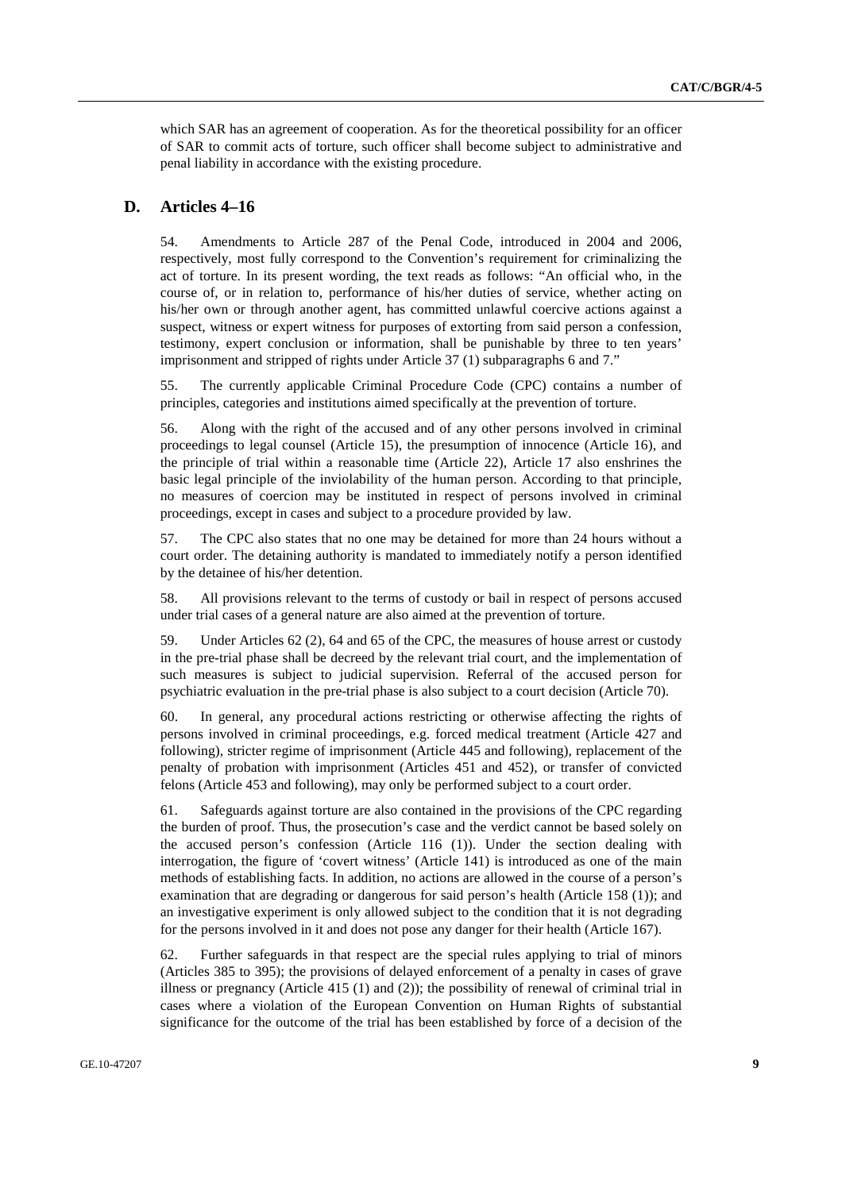which SAR has an agreement of cooperation. As for the theoretical possibility for an officer of SAR to commit acts of torture, such officer shall become subject to administrative and penal liability in accordance with the existing procedure.

## D. Articles 4–16

54. Amendments to Article 287 of the Penal Code, introduced in 2004 and 2006, respectively, most fully correspond to the Convention's requirement for criminalizing the act of torture. In its present wording, the text reads as follows: "An official who, in the course of, or in relation to, performance of his/her duties of service, whether acting on his/her own or through another agent, has committed unlawful coercive actions against a suspect, witness or expert witness for purposes of extorting from said person a confession, testimony, expert conclusion or information, shall be punishable by three to ten years' imprisonment and stripped of rights under Article 37 (1) subparagraphs 6 and 7."

55. The currently applicable Criminal Procedure Code (CPC) contains a number of principles, categories and institutions aimed specifically at the prevention of torture.

56. Along with the right of the accused and of any other persons involved in criminal proceedings to legal counsel (Article 15), the presumption of innocence (Article 16), and the principle of trial within a reasonable time (Article 22), Article 17 also enshrines the basic legal principle of the inviolability of the human person. According to that principle, no measures of coercion may be instituted in respect of persons involved in criminal proceedings, except in cases and subject to a procedure provided by law.

57. The CPC also states that no one may be detained for more than 24 hours without a court order. The detaining authority is mandated to immediately notify a person identified by the detainee of his/her detention.

58. All provisions relevant to the terms of custody or bail in respect of persons accused under trial cases of a general nature are also aimed at the prevention of torture.

59. Under Articles 62 (2), 64 and 65 of the CPC, the measures of house arrest or custody in the pre-trial phase shall be decreed by the relevant trial court, and the implementation of such measures is subject to judicial supervision. Referral of the accused person for psychiatric evaluation in the pre-trial phase is also subject to a court decision (Article 70).

60. In general, any procedural actions restricting or otherwise affecting the rights of persons involved in criminal proceedings, e.g. forced medical treatment (Article 427 and following), stricter regime of imprisonment (Article 445 and following), replacement of the penalty of probation with imprisonment (Articles 451 and 452), or transfer of convicted felons (Article 453 and following), may only be performed subject to a court order.

61. Safeguards against torture are also contained in the provisions of the CPC regarding the burden of proof. Thus, the prosecution's case and the verdict cannot be based solely on the accused person's confession (Article 116 (1)). Under the section dealing with interrogation, the figure of 'covert witness' (Article 141) is introduced as one of the main methods of establishing facts. In addition, no actions are allowed in the course of a person's examination that are degrading or dangerous for said person's health (Article 158 (1)); and an investigative experiment is only allowed subject to the condition that it is not degrading for the persons involved in it and does not pose any danger for their health (Article 167).

62. Further safeguards in that respect are the special rules applying to trial of minors (Articles 385 to 395); the provisions of delayed enforcement of a penalty in cases of grave illness or pregnancy (Article 415 (1) and (2)); the possibility of renewal of criminal trial in cases where a violation of the European Convention on Human Rights of substantial significance for the outcome of the trial has been established by force of a decision of the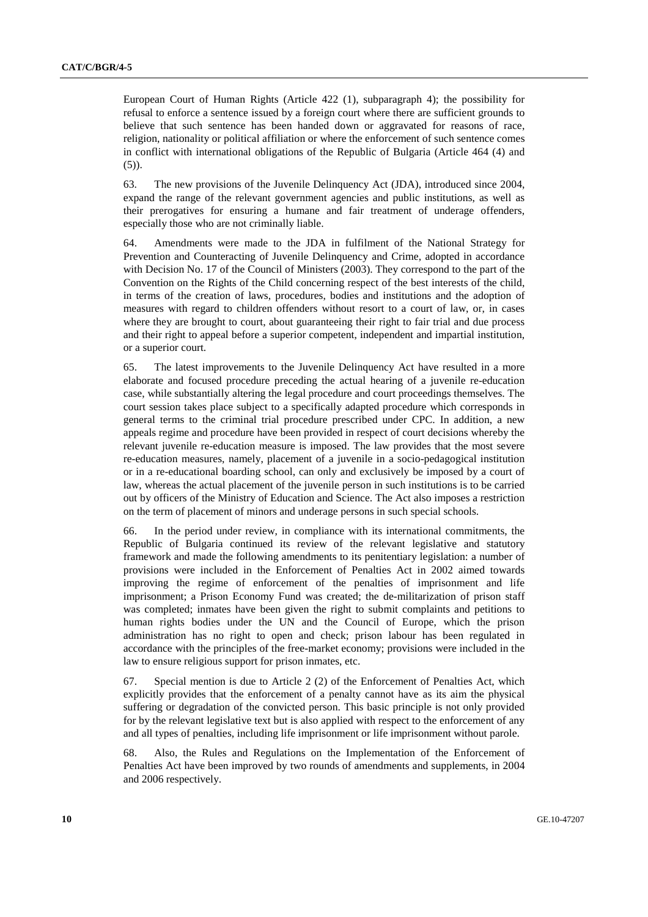European Court of Human Rights (Article 422 (1), subparagraph 4); the possibility for refusal to enforce a sentence issued by a foreign court where there are sufficient grounds to believe that such sentence has been handed down or aggravated for reasons of race, religion, nationality or political affiliation or where the enforcement of such sentence comes in conflict with international obligations of the Republic of Bulgaria (Article 464 (4) and (5)).

63. The new provisions of the Juvenile Delinquency Act (JDA), introduced since 2004, expand the range of the relevant government agencies and public institutions, as well as their prerogatives for ensuring a humane and fair treatment of underage offenders, especially those who are not criminally liable.

64. Amendments were made to the JDA in fulfilment of the National Strategy for Prevention and Counteracting of Juvenile Delinquency and Crime, adopted in accordance with Decision No. 17 of the Council of Ministers (2003). They correspond to the part of the Convention on the Rights of the Child concerning respect of the best interests of the child, in terms of the creation of laws, procedures, bodies and institutions and the adoption of measures with regard to children offenders without resort to a court of law, or, in cases where they are brought to court, about guaranteeing their right to fair trial and due process and their right to appeal before a superior competent, independent and impartial institution, or a superior court.

65. The latest improvements to the Juvenile Delinquency Act have resulted in a more elaborate and focused procedure preceding the actual hearing of a juvenile re-education case, while substantially altering the legal procedure and court proceedings themselves. The court session takes place subject to a specifically adapted procedure which corresponds in general terms to the criminal trial procedure prescribed under CPC. In addition, a new appeals regime and procedure have been provided in respect of court decisions whereby the relevant juvenile re-education measure is imposed. The law provides that the most severe re-education measures, namely, placement of a juvenile in a socio-pedagogical institution or in a re-educational boarding school, can only and exclusively be imposed by a court of law, whereas the actual placement of the juvenile person in such institutions is to be carried out by officers of the Ministry of Education and Science. The Act also imposes a restriction on the term of placement of minors and underage persons in such special schools.

66. In the period under review, in compliance with its international commitments, the Republic of Bulgaria continued its review of the relevant legislative and statutory framework and made the following amendments to its penitentiary legislation: a number of provisions were included in the Enforcement of Penalties Act in 2002 aimed towards improving the regime of enforcement of the penalties of imprisonment and life imprisonment; a Prison Economy Fund was created; the de-militarization of prison staff was completed; inmates have been given the right to submit complaints and petitions to human rights bodies under the UN and the Council of Europe, which the prison administration has no right to open and check; prison labour has been regulated in accordance with the principles of the free-market economy; provisions were included in the law to ensure religious support for prison inmates, etc.

67. Special mention is due to Article 2 (2) of the Enforcement of Penalties Act, which explicitly provides that the enforcement of a penalty cannot have as its aim the physical suffering or degradation of the convicted person. This basic principle is not only provided for by the relevant legislative text but is also applied with respect to the enforcement of any and all types of penalties, including life imprisonment or life imprisonment without parole.

68. Also, the Rules and Regulations on the Implementation of the Enforcement of Penalties Act have been improved by two rounds of amendments and supplements, in 2004 and 2006 respectively.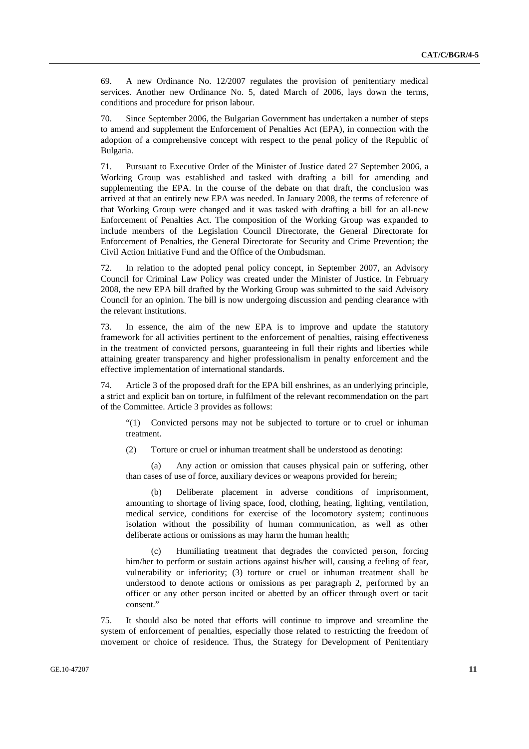69. A new Ordinance No. 12/2007 regulates the provision of penitentiary medical services. Another new Ordinance No. 5, dated March of 2006, lays down the terms, conditions and procedure for prison labour.

70. Since September 2006, the Bulgarian Government has undertaken a number of steps to amend and supplement the Enforcement of Penalties Act (EPA), in connection with the adoption of a comprehensive concept with respect to the penal policy of the Republic of Bulgaria.

71. Pursuant to Executive Order of the Minister of Justice dated 27 September 2006, a Working Group was established and tasked with drafting a bill for amending and supplementing the EPA. In the course of the debate on that draft, the conclusion was arrived at that an entirely new EPA was needed. In January 2008, the terms of reference of that Working Group were changed and it was tasked with drafting a bill for an all-new Enforcement of Penalties Act. The composition of the Working Group was expanded to include members of the Legislation Council Directorate, the General Directorate for Enforcement of Penalties, the General Directorate for Security and Crime Prevention; the Civil Action Initiative Fund and the Office of the Ombudsman.

72. In relation to the adopted penal policy concept, in September 2007, an Advisory Council for Criminal Law Policy was created under the Minister of Justice. In February 2008, the new EPA bill drafted by the Working Group was submitted to the said Advisory Council for an opinion. The bill is now undergoing discussion and pending clearance with the relevant institutions.

73. In essence, the aim of the new EPA is to improve and update the statutory framework for all activities pertinent to the enforcement of penalties, raising effectiveness in the treatment of convicted persons, guaranteeing in full their rights and liberties while attaining greater transparency and higher professionalism in penalty enforcement and the effective implementation of international standards.

74. Article 3 of the proposed draft for the EPA bill enshrines, as an underlying principle, a strict and explicit ban on torture, in fulfilment of the relevant recommendation on the part of the Committee. Article 3 provides as follows:

> "(1) Convicted persons may not be subjected to torture or to cruel or inhuman treatment.
>
> (2) Torture or cruel or inhuman treatment shall be understood as denoting:
>
> (a) Any action or omission that causes physical pain or suffering, other than cases of use of force, auxiliary devices or weapons provided for herein;
>
> (b) Deliberate placement in adverse conditions of imprisonment, amounting to shortage of living space, food, clothing, heating, lighting, ventilation, medical service, conditions for exercise of the locomotory system; continuous isolation without the possibility of human communication, as well as other deliberate actions or omissions as may harm the human health;
>
> (c) Humiliating treatment that degrades the convicted person, forcing him/her to perform or sustain actions against his/her will, causing a feeling of fear, vulnerability or inferiority; (3) torture or cruel or inhuman treatment shall be understood to denote actions or omissions as per paragraph 2, performed by an officer or any other person incited or abetted by an officer through overt or tacit consent."

75. It should also be noted that efforts will continue to improve and streamline the system of enforcement of penalties, especially those related to restricting the freedom of movement or choice of residence. Thus, the Strategy for Development of Penitentiary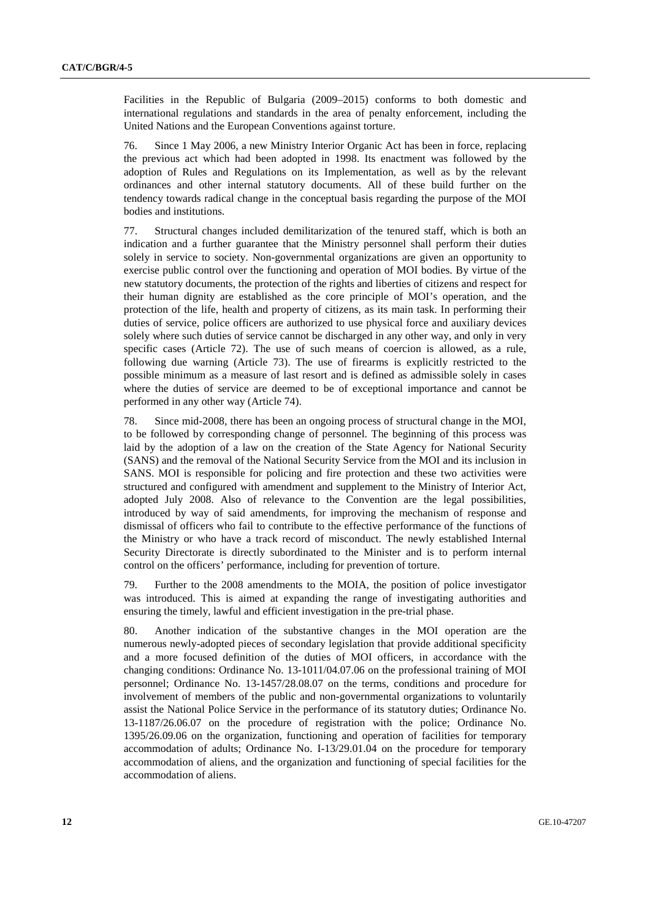Facilities in the Republic of Bulgaria (2009–2015) conforms to both domestic and international regulations and standards in the area of penalty enforcement, including the United Nations and the European Conventions against torture.

76. Since 1 May 2006, a new Ministry Interior Organic Act has been in force, replacing the previous act which had been adopted in 1998. Its enactment was followed by the adoption of Rules and Regulations on its Implementation, as well as by the relevant ordinances and other internal statutory documents. All of these build further on the tendency towards radical change in the conceptual basis regarding the purpose of the MOI bodies and institutions.

77. Structural changes included demilitarization of the tenured staff, which is both an indication and a further guarantee that the Ministry personnel shall perform their duties solely in service to society. Non-governmental organizations are given an opportunity to exercise public control over the functioning and operation of MOI bodies. By virtue of the new statutory documents, the protection of the rights and liberties of citizens and respect for their human dignity are established as the core principle of MOI's operation, and the protection of the life, health and property of citizens, as its main task. In performing their duties of service, police officers are authorized to use physical force and auxiliary devices solely where such duties of service cannot be discharged in any other way, and only in very specific cases (Article 72). The use of such means of coercion is allowed, as a rule, following due warning (Article 73). The use of firearms is explicitly restricted to the possible minimum as a measure of last resort and is defined as admissible solely in cases where the duties of service are deemed to be of exceptional importance and cannot be performed in any other way (Article 74).

78. Since mid-2008, there has been an ongoing process of structural change in the MOI, to be followed by corresponding change of personnel. The beginning of this process was laid by the adoption of a law on the creation of the State Agency for National Security (SANS) and the removal of the National Security Service from the MOI and its inclusion in SANS. MOI is responsible for policing and fire protection and these two activities were structured and configured with amendment and supplement to the Ministry of Interior Act, adopted July 2008. Also of relevance to the Convention are the legal possibilities, introduced by way of said amendments, for improving the mechanism of response and dismissal of officers who fail to contribute to the effective performance of the functions of the Ministry or who have a track record of misconduct. The newly established Internal Security Directorate is directly subordinated to the Minister and is to perform internal control on the officers' performance, including for prevention of torture.

79. Further to the 2008 amendments to the MOIA, the position of police investigator was introduced. This is aimed at expanding the range of investigating authorities and ensuring the timely, lawful and efficient investigation in the pre-trial phase.

80. Another indication of the substantive changes in the MOI operation are the numerous newly-adopted pieces of secondary legislation that provide additional specificity and a more focused definition of the duties of MOI officers, in accordance with the changing conditions: Ordinance No. 13-1011/04.07.06 on the professional training of MOI personnel; Ordinance No. 13-1457/28.08.07 on the terms, conditions and procedure for involvement of members of the public and non-governmental organizations to voluntarily assist the National Police Service in the performance of its statutory duties; Ordinance No. 13-1187/26.06.07 on the procedure of registration with the police; Ordinance No. 1395/26.09.06 on the organization, functioning and operation of facilities for temporary accommodation of adults; Ordinance No. I-13/29.01.04 on the procedure for temporary accommodation of aliens, and the organization and functioning of special facilities for the accommodation of aliens.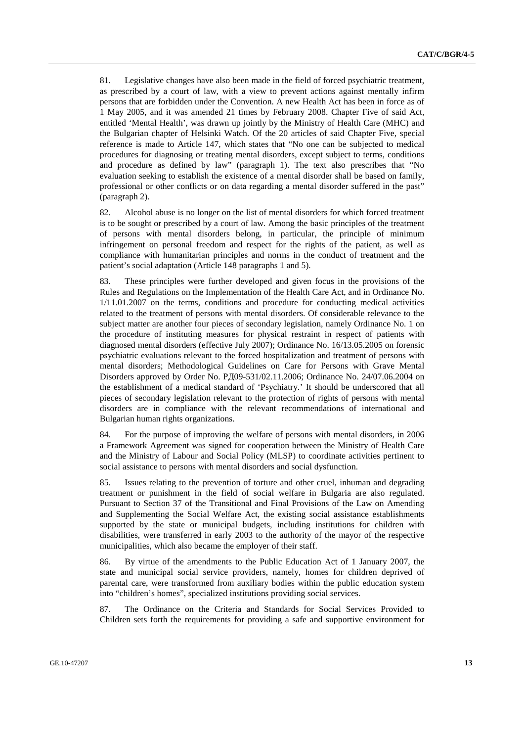81. Legislative changes have also been made in the field of forced psychiatric treatment, as prescribed by a court of law, with a view to prevent actions against mentally infirm persons that are forbidden under the Convention. A new Health Act has been in force as of 1 May 2005, and it was amended 21 times by February 2008. Chapter Five of said Act, entitled 'Mental Health', was drawn up jointly by the Ministry of Health Care (MHC) and the Bulgarian chapter of Helsinki Watch. Of the 20 articles of said Chapter Five, special reference is made to Article 147, which states that "No one can be subjected to medical procedures for diagnosing or treating mental disorders, except subject to terms, conditions and procedure as defined by law" (paragraph 1). The text also prescribes that "No evaluation seeking to establish the existence of a mental disorder shall be based on family, professional or other conflicts or on data regarding a mental disorder suffered in the past" (paragraph 2).

82. Alcohol abuse is no longer on the list of mental disorders for which forced treatment is to be sought or prescribed by a court of law. Among the basic principles of the treatment of persons with mental disorders belong, in particular, the principle of minimum infringement on personal freedom and respect for the rights of the patient, as well as compliance with humanitarian principles and norms in the conduct of treatment and the patient's social adaptation (Article 148 paragraphs 1 and 5).

83. These principles were further developed and given focus in the provisions of the Rules and Regulations on the Implementation of the Health Care Act, and in Ordinance No. 1/11.01.2007 on the terms, conditions and procedure for conducting medical activities related to the treatment of persons with mental disorders. Of considerable relevance to the subject matter are another four pieces of secondary legislation, namely Ordinance No. 1 on the procedure of instituting measures for physical restraint in respect of patients with diagnosed mental disorders (effective July 2007); Ordinance No. 16/13.05.2005 on forensic psychiatric evaluations relevant to the forced hospitalization and treatment of persons with mental disorders; Methodological Guidelines on Care for Persons with Grave Mental Disorders approved by Order No. РД09-531/02.11.2006; Ordinance No. 24/07.06.2004 on the establishment of a medical standard of 'Psychiatry.' It should be underscored that all pieces of secondary legislation relevant to the protection of rights of persons with mental disorders are in compliance with the relevant recommendations of international and Bulgarian human rights organizations.

84. For the purpose of improving the welfare of persons with mental disorders, in 2006 a Framework Agreement was signed for cooperation between the Ministry of Health Care and the Ministry of Labour and Social Policy (MLSP) to coordinate activities pertinent to social assistance to persons with mental disorders and social dysfunction.

85. Issues relating to the prevention of torture and other cruel, inhuman and degrading treatment or punishment in the field of social welfare in Bulgaria are also regulated. Pursuant to Section 37 of the Transitional and Final Provisions of the Law on Amending and Supplementing the Social Welfare Act, the existing social assistance establishments supported by the state or municipal budgets, including institutions for children with disabilities, were transferred in early 2003 to the authority of the mayor of the respective municipalities, which also became the employer of their staff.

86. By virtue of the amendments to the Public Education Act of 1 January 2007, the state and municipal social service providers, namely, homes for children deprived of parental care, were transformed from auxiliary bodies within the public education system into "children's homes", specialized institutions providing social services.

87. The Ordinance on the Criteria and Standards for Social Services Provided to Children sets forth the requirements for providing a safe and supportive environment for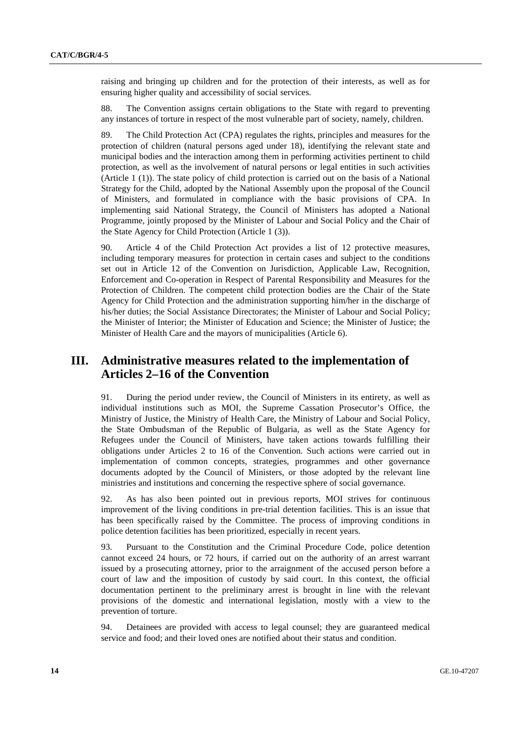raising and bringing up children and for the protection of their interests, as well as for ensuring higher quality and accessibility of social services.

88. The Convention assigns certain obligations to the State with regard to preventing any instances of torture in respect of the most vulnerable part of society, namely, children.

89. The Child Protection Act (CPA) regulates the rights, principles and measures for the protection of children (natural persons aged under 18), identifying the relevant state and municipal bodies and the interaction among them in performing activities pertinent to child protection, as well as the involvement of natural persons or legal entities in such activities (Article 1 (1)). The state policy of child protection is carried out on the basis of a National Strategy for the Child, adopted by the National Assembly upon the proposal of the Council of Ministers, and formulated in compliance with the basic provisions of CPA. In implementing said National Strategy, the Council of Ministers has adopted a National Programme, jointly proposed by the Minister of Labour and Social Policy and the Chair of the State Agency for Child Protection (Article 1 (3)).

90. Article 4 of the Child Protection Act provides a list of 12 protective measures, including temporary measures for protection in certain cases and subject to the conditions set out in Article 12 of the Convention on Jurisdiction, Applicable Law, Recognition, Enforcement and Co-operation in Respect of Parental Responsibility and Measures for the Protection of Children. The competent child protection bodies are the Chair of the State Agency for Child Protection and the administration supporting him/her in the discharge of his/her duties; the Social Assistance Directorates; the Minister of Labour and Social Policy; the Minister of Interior; the Minister of Education and Science; the Minister of Justice; the Minister of Health Care and the mayors of municipalities (Article 6).

# III. Administrative measures related to the implementation of Articles 2–16 of the Convention

91. During the period under review, the Council of Ministers in its entirety, as well as individual institutions such as MOI, the Supreme Cassation Prosecutor's Office, the Ministry of Justice, the Ministry of Health Care, the Ministry of Labour and Social Policy, the State Ombudsman of the Republic of Bulgaria, as well as the State Agency for Refugees under the Council of Ministers, have taken actions towards fulfilling their obligations under Articles 2 to 16 of the Convention. Such actions were carried out in implementation of common concepts, strategies, programmes and other governance documents adopted by the Council of Ministers, or those adopted by the relevant line ministries and institutions and concerning the respective sphere of social governance.

92. As has also been pointed out in previous reports, MOI strives for continuous improvement of the living conditions in pre-trial detention facilities. This is an issue that has been specifically raised by the Committee. The process of improving conditions in police detention facilities has been prioritized, especially in recent years.

93. Pursuant to the Constitution and the Criminal Procedure Code, police detention cannot exceed 24 hours, or 72 hours, if carried out on the authority of an arrest warrant issued by a prosecuting attorney, prior to the arraignment of the accused person before a court of law and the imposition of custody by said court. In this context, the official documentation pertinent to the preliminary arrest is brought in line with the relevant provisions of the domestic and international legislation, mostly with a view to the prevention of torture.

94. Detainees are provided with access to legal counsel; they are guaranteed medical service and food; and their loved ones are notified about their status and condition.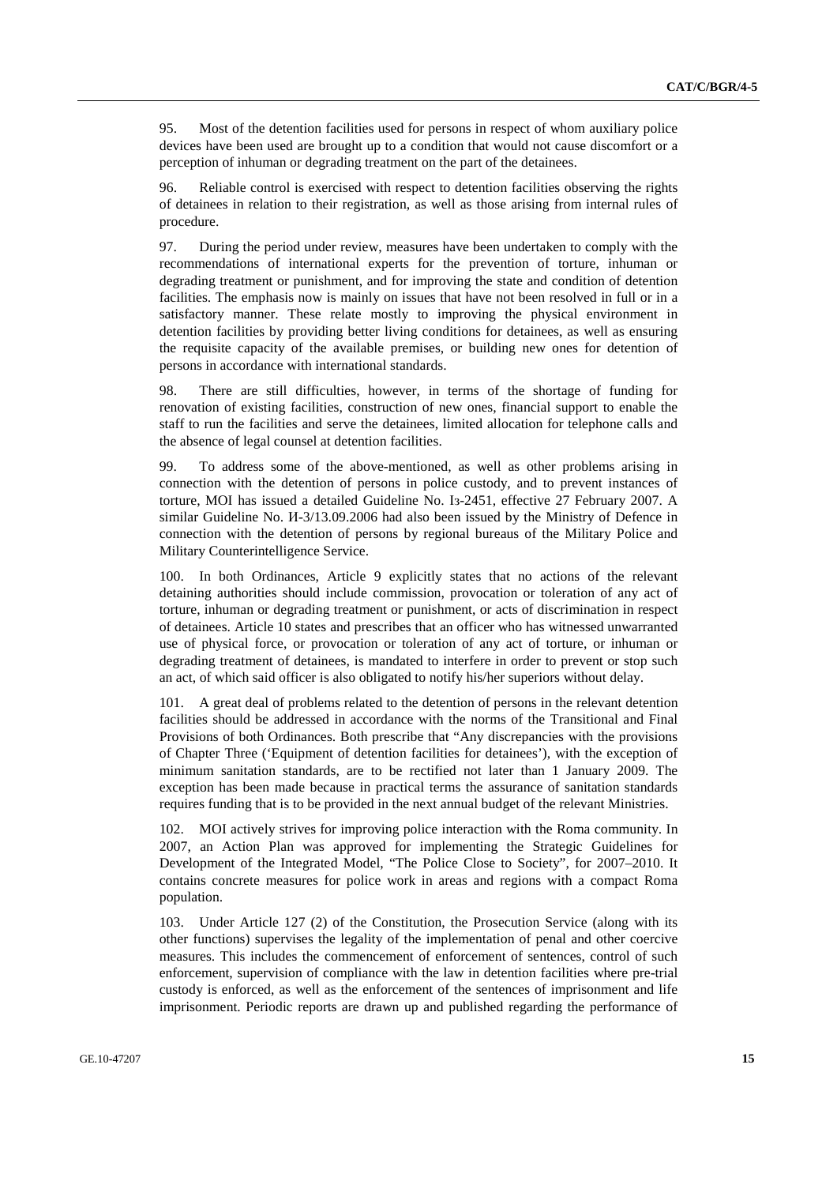95. Most of the detention facilities used for persons in respect of whom auxiliary police devices have been used are brought up to a condition that would not cause discomfort or a perception of inhuman or degrading treatment on the part of the detainees.

96. Reliable control is exercised with respect to detention facilities observing the rights of detainees in relation to their registration, as well as those arising from internal rules of procedure.

97. During the period under review, measures have been undertaken to comply with the recommendations of international experts for the prevention of torture, inhuman or degrading treatment or punishment, and for improving the state and condition of detention facilities. The emphasis now is mainly on issues that have not been resolved in full or in a satisfactory manner. These relate mostly to improving the physical environment in detention facilities by providing better living conditions for detainees, as well as ensuring the requisite capacity of the available premises, or building new ones for detention of persons in accordance with international standards.

98. There are still difficulties, however, in terms of the shortage of funding for renovation of existing facilities, construction of new ones, financial support to enable the staff to run the facilities and serve the detainees, limited allocation for telephone calls and the absence of legal counsel at detention facilities.

99. To address some of the above-mentioned, as well as other problems arising in connection with the detention of persons in police custody, and to prevent instances of torture, MOI has issued a detailed Guideline No. Iз-2451, effective 27 February 2007. A similar Guideline No. И-3/13.09.2006 had also been issued by the Ministry of Defence in connection with the detention of persons by regional bureaus of the Military Police and Military Counterintelligence Service.

100. In both Ordinances, Article 9 explicitly states that no actions of the relevant detaining authorities should include commission, provocation or toleration of any act of torture, inhuman or degrading treatment or punishment, or acts of discrimination in respect of detainees. Article 10 states and prescribes that an officer who has witnessed unwarranted use of physical force, or provocation or toleration of any act of torture, or inhuman or degrading treatment of detainees, is mandated to interfere in order to prevent or stop such an act, of which said officer is also obligated to notify his/her superiors without delay.

101. A great deal of problems related to the detention of persons in the relevant detention facilities should be addressed in accordance with the norms of the Transitional and Final Provisions of both Ordinances. Both prescribe that "Any discrepancies with the provisions of Chapter Three ('Equipment of detention facilities for detainees'), with the exception of minimum sanitation standards, are to be rectified not later than 1 January 2009. The exception has been made because in practical terms the assurance of sanitation standards requires funding that is to be provided in the next annual budget of the relevant Ministries.

102. MOI actively strives for improving police interaction with the Roma community. In 2007, an Action Plan was approved for implementing the Strategic Guidelines for Development of the Integrated Model, "The Police Close to Society", for 2007–2010. It contains concrete measures for police work in areas and regions with a compact Roma population.

103. Under Article 127 (2) of the Constitution, the Prosecution Service (along with its other functions) supervises the legality of the implementation of penal and other coercive measures. This includes the commencement of enforcement of sentences, control of such enforcement, supervision of compliance with the law in detention facilities where pre-trial custody is enforced, as well as the enforcement of the sentences of imprisonment and life imprisonment. Periodic reports are drawn up and published regarding the performance of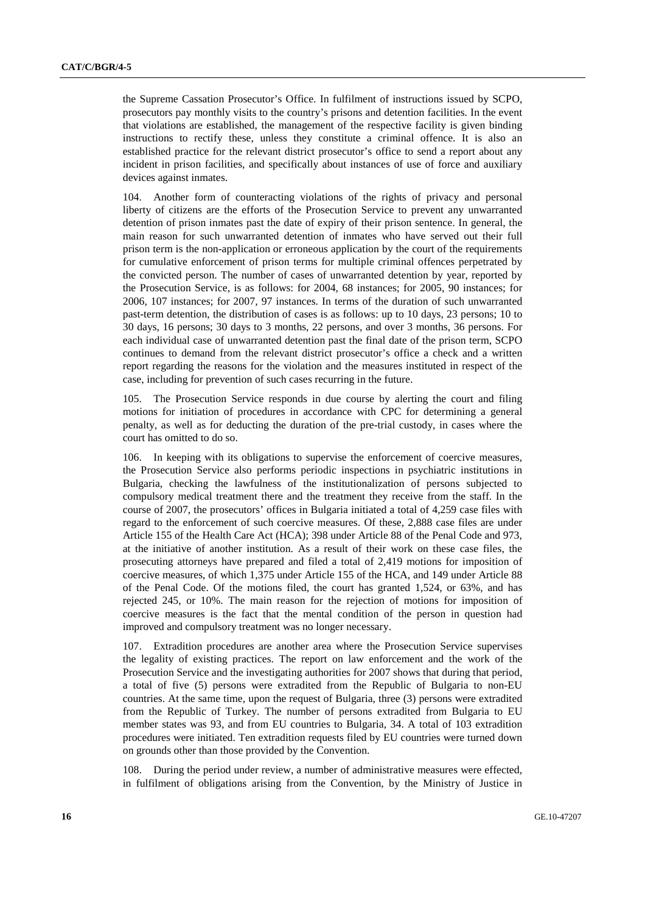the Supreme Cassation Prosecutor's Office. In fulfilment of instructions issued by SCPO, prosecutors pay monthly visits to the country's prisons and detention facilities. In the event that violations are established, the management of the respective facility is given binding instructions to rectify these, unless they constitute a criminal offence. It is also an established practice for the relevant district prosecutor's office to send a report about any incident in prison facilities, and specifically about instances of use of force and auxiliary devices against inmates.

104. Another form of counteracting violations of the rights of privacy and personal liberty of citizens are the efforts of the Prosecution Service to prevent any unwarranted detention of prison inmates past the date of expiry of their prison sentence. In general, the main reason for such unwarranted detention of inmates who have served out their full prison term is the non-application or erroneous application by the court of the requirements for cumulative enforcement of prison terms for multiple criminal offences perpetrated by the convicted person. The number of cases of unwarranted detention by year, reported by the Prosecution Service, is as follows: for 2004, 68 instances; for 2005, 90 instances; for 2006, 107 instances; for 2007, 97 instances. In terms of the duration of such unwarranted past-term detention, the distribution of cases is as follows: up to 10 days, 23 persons; 10 to 30 days, 16 persons; 30 days to 3 months, 22 persons, and over 3 months, 36 persons. For each individual case of unwarranted detention past the final date of the prison term, SCPO continues to demand from the relevant district prosecutor's office a check and a written report regarding the reasons for the violation and the measures instituted in respect of the case, including for prevention of such cases recurring in the future.

105. The Prosecution Service responds in due course by alerting the court and filing motions for initiation of procedures in accordance with CPC for determining a general penalty, as well as for deducting the duration of the pre-trial custody, in cases where the court has omitted to do so.

106. In keeping with its obligations to supervise the enforcement of coercive measures, the Prosecution Service also performs periodic inspections in psychiatric institutions in Bulgaria, checking the lawfulness of the institutionalization of persons subjected to compulsory medical treatment there and the treatment they receive from the staff. In the course of 2007, the prosecutors' offices in Bulgaria initiated a total of 4,259 case files with regard to the enforcement of such coercive measures. Of these, 2,888 case files are under Article 155 of the Health Care Act (HCA); 398 under Article 88 of the Penal Code and 973, at the initiative of another institution. As a result of their work on these case files, the prosecuting attorneys have prepared and filed a total of 2,419 motions for imposition of coercive measures, of which 1,375 under Article 155 of the HCA, and 149 under Article 88 of the Penal Code. Of the motions filed, the court has granted 1,524, or 63%, and has rejected 245, or 10%. The main reason for the rejection of motions for imposition of coercive measures is the fact that the mental condition of the person in question had improved and compulsory treatment was no longer necessary.

107. Extradition procedures are another area where the Prosecution Service supervises the legality of existing practices. The report on law enforcement and the work of the Prosecution Service and the investigating authorities for 2007 shows that during that period, a total of five (5) persons were extradited from the Republic of Bulgaria to non-EU countries. At the same time, upon the request of Bulgaria, three (3) persons were extradited from the Republic of Turkey. The number of persons extradited from Bulgaria to EU member states was 93, and from EU countries to Bulgaria, 34. A total of 103 extradition procedures were initiated. Ten extradition requests filed by EU countries were turned down on grounds other than those provided by the Convention.

108. During the period under review, a number of administrative measures were effected, in fulfilment of obligations arising from the Convention, by the Ministry of Justice in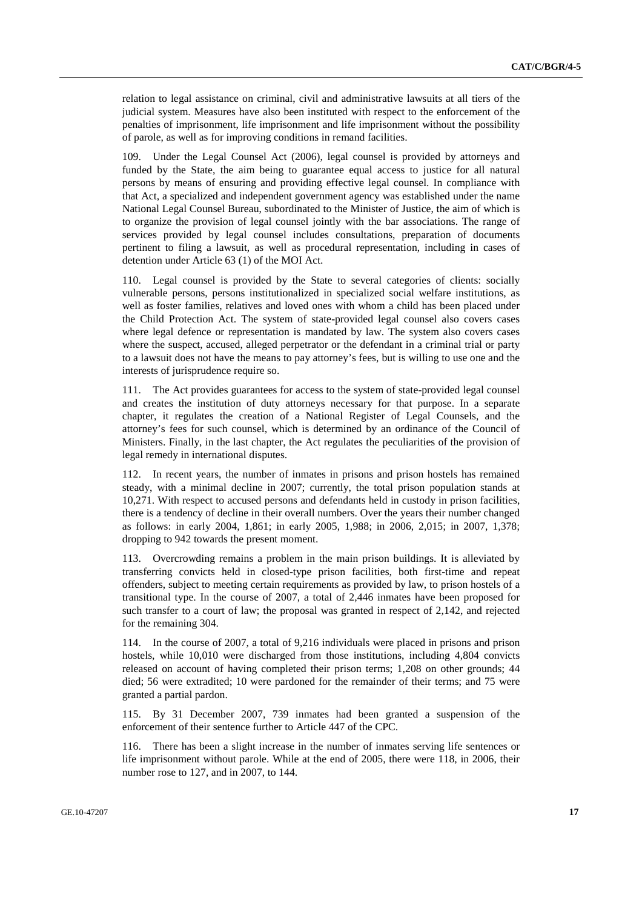relation to legal assistance on criminal, civil and administrative lawsuits at all tiers of the judicial system. Measures have also been instituted with respect to the enforcement of the penalties of imprisonment, life imprisonment and life imprisonment without the possibility of parole, as well as for improving conditions in remand facilities.

109. Under the Legal Counsel Act (2006), legal counsel is provided by attorneys and funded by the State, the aim being to guarantee equal access to justice for all natural persons by means of ensuring and providing effective legal counsel. In compliance with that Act, a specialized and independent government agency was established under the name National Legal Counsel Bureau, subordinated to the Minister of Justice, the aim of which is to organize the provision of legal counsel jointly with the bar associations. The range of services provided by legal counsel includes consultations, preparation of documents pertinent to filing a lawsuit, as well as procedural representation, including in cases of detention under Article 63 (1) of the MOI Act.

110. Legal counsel is provided by the State to several categories of clients: socially vulnerable persons, persons institutionalized in specialized social welfare institutions, as well as foster families, relatives and loved ones with whom a child has been placed under the Child Protection Act. The system of state-provided legal counsel also covers cases where legal defence or representation is mandated by law. The system also covers cases where the suspect, accused, alleged perpetrator or the defendant in a criminal trial or party to a lawsuit does not have the means to pay attorney's fees, but is willing to use one and the interests of jurisprudence require so.

111. The Act provides guarantees for access to the system of state-provided legal counsel and creates the institution of duty attorneys necessary for that purpose. In a separate chapter, it regulates the creation of a National Register of Legal Counsels, and the attorney's fees for such counsel, which is determined by an ordinance of the Council of Ministers. Finally, in the last chapter, the Act regulates the peculiarities of the provision of legal remedy in international disputes.

112. In recent years, the number of inmates in prisons and prison hostels has remained steady, with a minimal decline in 2007; currently, the total prison population stands at 10,271. With respect to accused persons and defendants held in custody in prison facilities, there is a tendency of decline in their overall numbers. Over the years their number changed as follows: in early 2004, 1,861; in early 2005, 1,988; in 2006, 2,015; in 2007, 1,378; dropping to 942 towards the present moment.

113. Overcrowding remains a problem in the main prison buildings. It is alleviated by transferring convicts held in closed-type prison facilities, both first-time and repeat offenders, subject to meeting certain requirements as provided by law, to prison hostels of a transitional type. In the course of 2007, a total of 2,446 inmates have been proposed for such transfer to a court of law; the proposal was granted in respect of 2,142, and rejected for the remaining 304.

114. In the course of 2007, a total of 9,216 individuals were placed in prisons and prison hostels, while 10,010 were discharged from those institutions, including 4,804 convicts released on account of having completed their prison terms; 1,208 on other grounds; 44 died; 56 were extradited; 10 were pardoned for the remainder of their terms; and 75 were granted a partial pardon.

115. By 31 December 2007, 739 inmates had been granted a suspension of the enforcement of their sentence further to Article 447 of the CPC.

116. There has been a slight increase in the number of inmates serving life sentences or life imprisonment without parole. While at the end of 2005, there were 118, in 2006, their number rose to 127, and in 2007, to 144.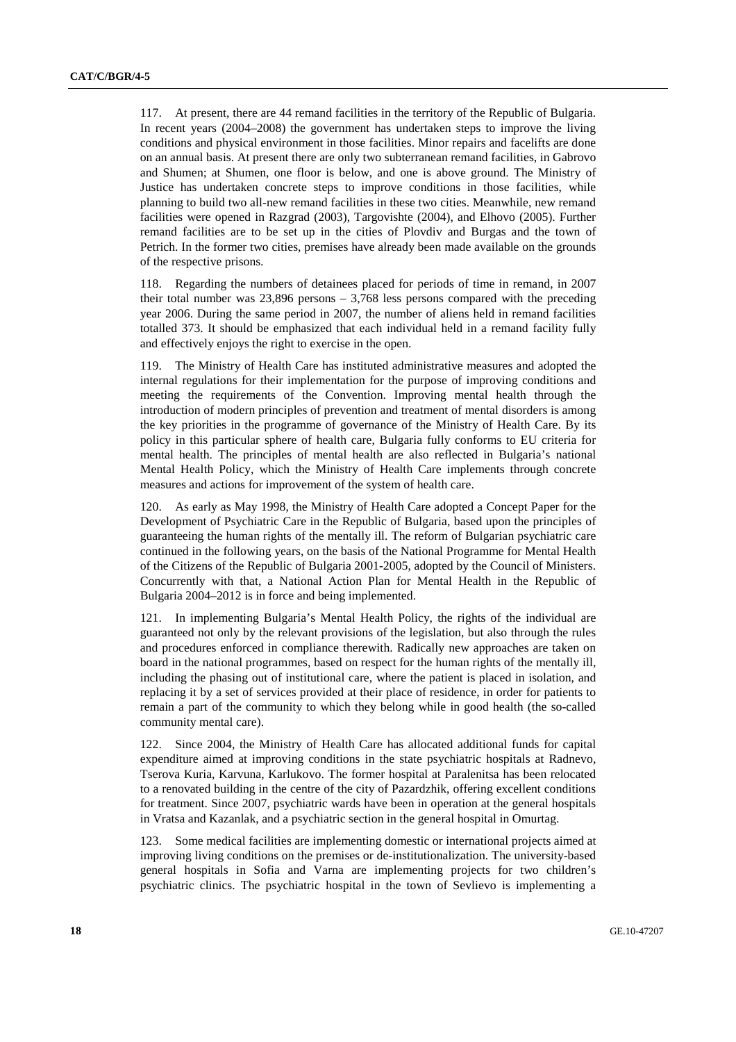117. At present, there are 44 remand facilities in the territory of the Republic of Bulgaria. In recent years (2004–2008) the government has undertaken steps to improve the living conditions and physical environment in those facilities. Minor repairs and facelifts are done on an annual basis. At present there are only two subterranean remand facilities, in Gabrovo and Shumen; at Shumen, one floor is below, and one is above ground. The Ministry of Justice has undertaken concrete steps to improve conditions in those facilities, while planning to build two all-new remand facilities in these two cities. Meanwhile, new remand facilities were opened in Razgrad (2003), Targovishte (2004), and Elhovo (2005). Further remand facilities are to be set up in the cities of Plovdiv and Burgas and the town of Petrich. In the former two cities, premises have already been made available on the grounds of the respective prisons.

118. Regarding the numbers of detainees placed for periods of time in remand, in 2007 their total number was 23,896 persons – 3,768 less persons compared with the preceding year 2006. During the same period in 2007, the number of aliens held in remand facilities totalled 373. It should be emphasized that each individual held in a remand facility fully and effectively enjoys the right to exercise in the open.

119. The Ministry of Health Care has instituted administrative measures and adopted the internal regulations for their implementation for the purpose of improving conditions and meeting the requirements of the Convention. Improving mental health through the introduction of modern principles of prevention and treatment of mental disorders is among the key priorities in the programme of governance of the Ministry of Health Care. By its policy in this particular sphere of health care, Bulgaria fully conforms to EU criteria for mental health. The principles of mental health are also reflected in Bulgaria's national Mental Health Policy, which the Ministry of Health Care implements through concrete measures and actions for improvement of the system of health care.

120. As early as May 1998, the Ministry of Health Care adopted a Concept Paper for the Development of Psychiatric Care in the Republic of Bulgaria, based upon the principles of guaranteeing the human rights of the mentally ill. The reform of Bulgarian psychiatric care continued in the following years, on the basis of the National Programme for Mental Health of the Citizens of the Republic of Bulgaria 2001-2005, adopted by the Council of Ministers. Concurrently with that, a National Action Plan for Mental Health in the Republic of Bulgaria 2004–2012 is in force and being implemented.

121. In implementing Bulgaria's Mental Health Policy, the rights of the individual are guaranteed not only by the relevant provisions of the legislation, but also through the rules and procedures enforced in compliance therewith. Radically new approaches are taken on board in the national programmes, based on respect for the human rights of the mentally ill, including the phasing out of institutional care, where the patient is placed in isolation, and replacing it by a set of services provided at their place of residence, in order for patients to remain a part of the community to which they belong while in good health (the so-called community mental care).

122. Since 2004, the Ministry of Health Care has allocated additional funds for capital expenditure aimed at improving conditions in the state psychiatric hospitals at Radnevo, Tserova Kuria, Karvuna, Karlukovo. The former hospital at Paralenitsa has been relocated to a renovated building in the centre of the city of Pazardzhik, offering excellent conditions for treatment. Since 2007, psychiatric wards have been in operation at the general hospitals in Vratsa and Kazanlak, and a psychiatric section in the general hospital in Omurtag.

123. Some medical facilities are implementing domestic or international projects aimed at improving living conditions on the premises or de-institutionalization. The university-based general hospitals in Sofia and Varna are implementing projects for two children's psychiatric clinics. The psychiatric hospital in the town of Sevlievo is implementing a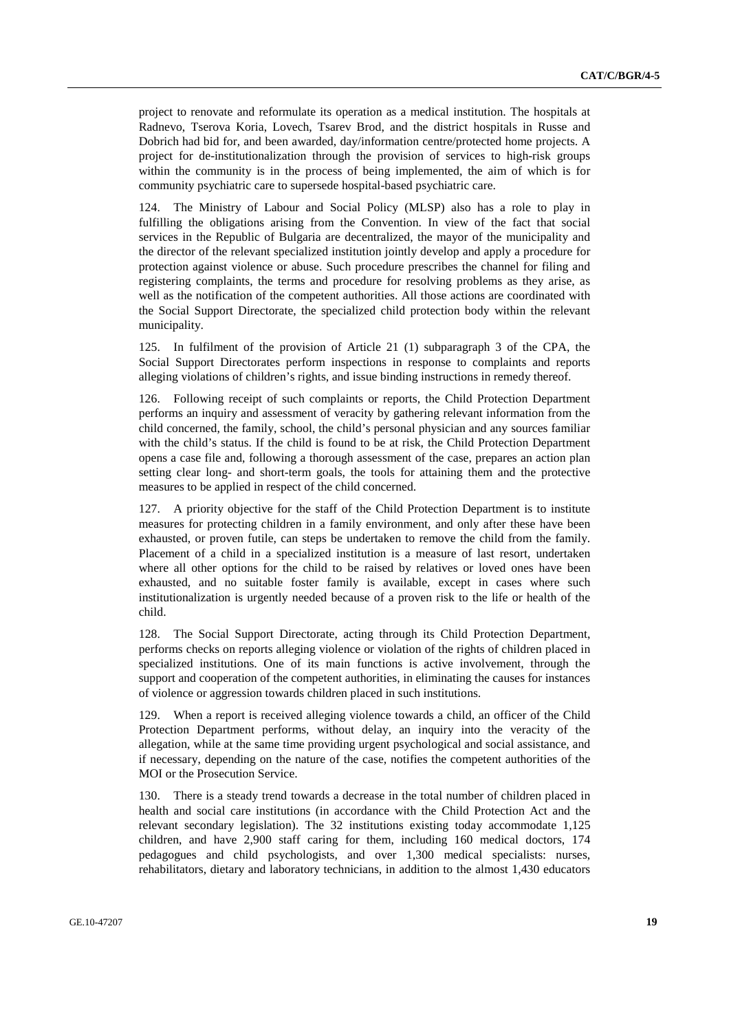project to renovate and reformulate its operation as a medical institution. The hospitals at Radnevo, Tserova Koria, Lovech, Tsarev Brod, and the district hospitals in Russe and Dobrich had bid for, and been awarded, day/information centre/protected home projects. A project for de-institutionalization through the provision of services to high-risk groups within the community is in the process of being implemented, the aim of which is for community psychiatric care to supersede hospital-based psychiatric care.

124. The Ministry of Labour and Social Policy (MLSP) also has a role to play in fulfilling the obligations arising from the Convention. In view of the fact that social services in the Republic of Bulgaria are decentralized, the mayor of the municipality and the director of the relevant specialized institution jointly develop and apply a procedure for protection against violence or abuse. Such procedure prescribes the channel for filing and registering complaints, the terms and procedure for resolving problems as they arise, as well as the notification of the competent authorities. All those actions are coordinated with the Social Support Directorate, the specialized child protection body within the relevant municipality.

125. In fulfilment of the provision of Article 21 (1) subparagraph 3 of the CPA, the Social Support Directorates perform inspections in response to complaints and reports alleging violations of children's rights, and issue binding instructions in remedy thereof.

126. Following receipt of such complaints or reports, the Child Protection Department performs an inquiry and assessment of veracity by gathering relevant information from the child concerned, the family, school, the child's personal physician and any sources familiar with the child's status. If the child is found to be at risk, the Child Protection Department opens a case file and, following a thorough assessment of the case, prepares an action plan setting clear long- and short-term goals, the tools for attaining them and the protective measures to be applied in respect of the child concerned.

127. A priority objective for the staff of the Child Protection Department is to institute measures for protecting children in a family environment, and only after these have been exhausted, or proven futile, can steps be undertaken to remove the child from the family. Placement of a child in a specialized institution is a measure of last resort, undertaken where all other options for the child to be raised by relatives or loved ones have been exhausted, and no suitable foster family is available, except in cases where such institutionalization is urgently needed because of a proven risk to the life or health of the child.

128. The Social Support Directorate, acting through its Child Protection Department, performs checks on reports alleging violence or violation of the rights of children placed in specialized institutions. One of its main functions is active involvement, through the support and cooperation of the competent authorities, in eliminating the causes for instances of violence or aggression towards children placed in such institutions.

129. When a report is received alleging violence towards a child, an officer of the Child Protection Department performs, without delay, an inquiry into the veracity of the allegation, while at the same time providing urgent psychological and social assistance, and if necessary, depending on the nature of the case, notifies the competent authorities of the MOI or the Prosecution Service.

130. There is a steady trend towards a decrease in the total number of children placed in health and social care institutions (in accordance with the Child Protection Act and the relevant secondary legislation). The 32 institutions existing today accommodate 1,125 children, and have 2,900 staff caring for them, including 160 medical doctors, 174 pedagogues and child psychologists, and over 1,300 medical specialists: nurses, rehabilitators, dietary and laboratory technicians, in addition to the almost 1,430 educators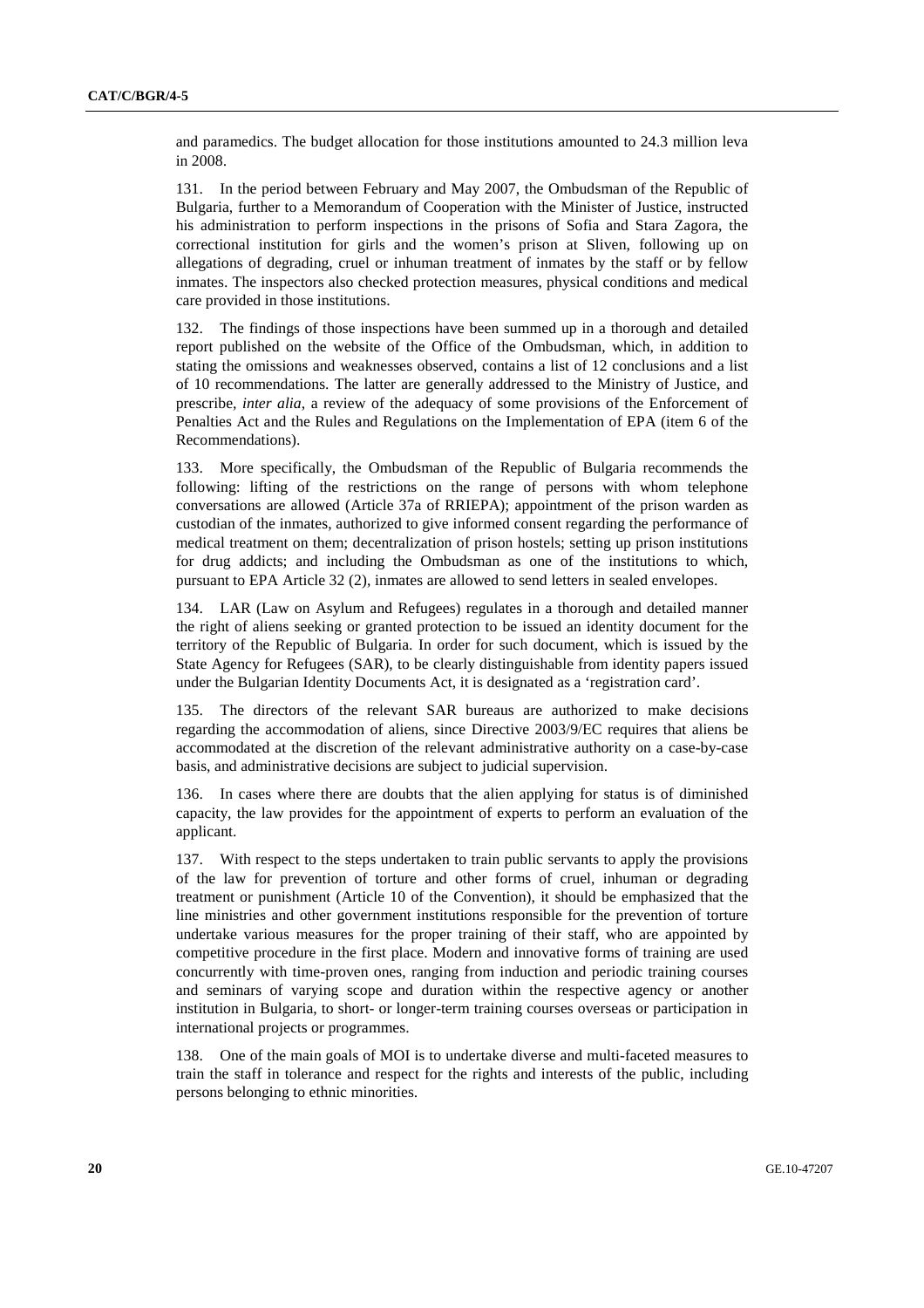and paramedics. The budget allocation for those institutions amounted to 24.3 million leva in 2008.

131. In the period between February and May 2007, the Ombudsman of the Republic of Bulgaria, further to a Memorandum of Cooperation with the Minister of Justice, instructed his administration to perform inspections in the prisons of Sofia and Stara Zagora, the correctional institution for girls and the women's prison at Sliven, following up on allegations of degrading, cruel or inhuman treatment of inmates by the staff or by fellow inmates. The inspectors also checked protection measures, physical conditions and medical care provided in those institutions.

132. The findings of those inspections have been summed up in a thorough and detailed report published on the website of the Office of the Ombudsman, which, in addition to stating the omissions and weaknesses observed, contains a list of 12 conclusions and a list of 10 recommendations. The latter are generally addressed to the Ministry of Justice, and prescribe, *inter alia*, a review of the adequacy of some provisions of the Enforcement of Penalties Act and the Rules and Regulations on the Implementation of EPA (item 6 of the Recommendations).

133. More specifically, the Ombudsman of the Republic of Bulgaria recommends the following: lifting of the restrictions on the range of persons with whom telephone conversations are allowed (Article 37a of RRIEPA); appointment of the prison warden as custodian of the inmates, authorized to give informed consent regarding the performance of medical treatment on them; decentralization of prison hostels; setting up prison institutions for drug addicts; and including the Ombudsman as one of the institutions to which, pursuant to EPA Article 32 (2), inmates are allowed to send letters in sealed envelopes.

134. LAR (Law on Asylum and Refugees) regulates in a thorough and detailed manner the right of aliens seeking or granted protection to be issued an identity document for the territory of the Republic of Bulgaria. In order for such document, which is issued by the State Agency for Refugees (SAR), to be clearly distinguishable from identity papers issued under the Bulgarian Identity Documents Act, it is designated as a 'registration card'.

135. The directors of the relevant SAR bureaus are authorized to make decisions regarding the accommodation of aliens, since Directive 2003/9/EC requires that aliens be accommodated at the discretion of the relevant administrative authority on a case-by-case basis, and administrative decisions are subject to judicial supervision.

136. In cases where there are doubts that the alien applying for status is of diminished capacity, the law provides for the appointment of experts to perform an evaluation of the applicant.

137. With respect to the steps undertaken to train public servants to apply the provisions of the law for prevention of torture and other forms of cruel, inhuman or degrading treatment or punishment (Article 10 of the Convention), it should be emphasized that the line ministries and other government institutions responsible for the prevention of torture undertake various measures for the proper training of their staff, who are appointed by competitive procedure in the first place. Modern and innovative forms of training are used concurrently with time-proven ones, ranging from induction and periodic training courses and seminars of varying scope and duration within the respective agency or another institution in Bulgaria, to short- or longer-term training courses overseas or participation in international projects or programmes.

138. One of the main goals of MOI is to undertake diverse and multi-faceted measures to train the staff in tolerance and respect for the rights and interests of the public, including persons belonging to ethnic minorities.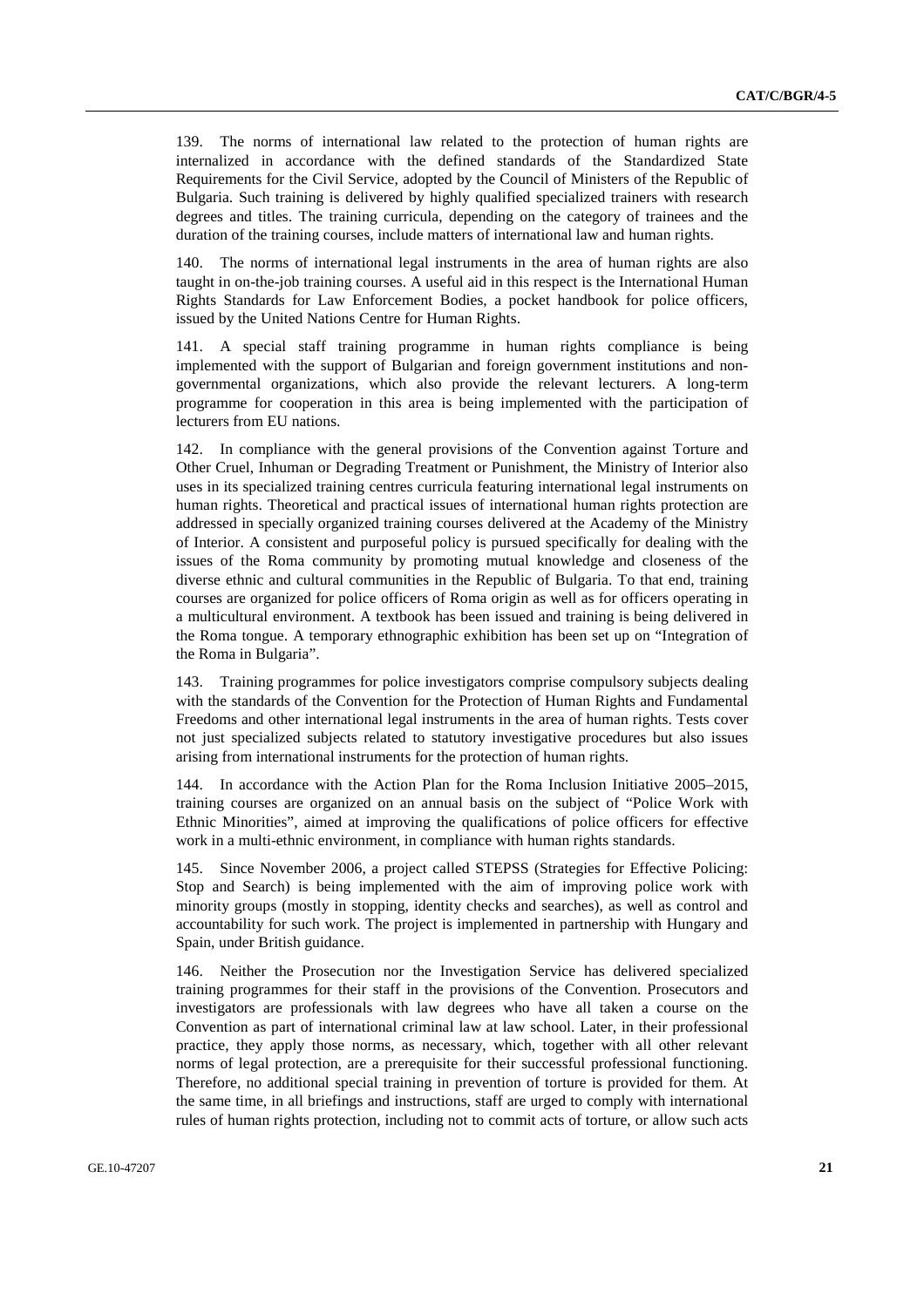139. The norms of international law related to the protection of human rights are internalized in accordance with the defined standards of the Standardized State Requirements for the Civil Service, adopted by the Council of Ministers of the Republic of Bulgaria. Such training is delivered by highly qualified specialized trainers with research degrees and titles. The training curricula, depending on the category of trainees and the duration of the training courses, include matters of international law and human rights.

140. The norms of international legal instruments in the area of human rights are also taught in on-the-job training courses. A useful aid in this respect is the International Human Rights Standards for Law Enforcement Bodies, a pocket handbook for police officers, issued by the United Nations Centre for Human Rights.

141. A special staff training programme in human rights compliance is being implemented with the support of Bulgarian and foreign government institutions and non-governmental organizations, which also provide the relevant lecturers. A long-term programme for cooperation in this area is being implemented with the participation of lecturers from EU nations.

142. In compliance with the general provisions of the Convention against Torture and Other Cruel, Inhuman or Degrading Treatment or Punishment, the Ministry of Interior also uses in its specialized training centres curricula featuring international legal instruments on human rights. Theoretical and practical issues of international human rights protection are addressed in specially organized training courses delivered at the Academy of the Ministry of Interior. A consistent and purposeful policy is pursued specifically for dealing with the issues of the Roma community by promoting mutual knowledge and closeness of the diverse ethnic and cultural communities in the Republic of Bulgaria. To that end, training courses are organized for police officers of Roma origin as well as for officers operating in a multicultural environment. A textbook has been issued and training is being delivered in the Roma tongue. A temporary ethnographic exhibition has been set up on "Integration of the Roma in Bulgaria".

143. Training programmes for police investigators comprise compulsory subjects dealing with the standards of the Convention for the Protection of Human Rights and Fundamental Freedoms and other international legal instruments in the area of human rights. Tests cover not just specialized subjects related to statutory investigative procedures but also issues arising from international instruments for the protection of human rights.

144. In accordance with the Action Plan for the Roma Inclusion Initiative 2005–2015, training courses are organized on an annual basis on the subject of "Police Work with Ethnic Minorities", aimed at improving the qualifications of police officers for effective work in a multi-ethnic environment, in compliance with human rights standards.

145. Since November 2006, a project called STEPSS (Strategies for Effective Policing: Stop and Search) is being implemented with the aim of improving police work with minority groups (mostly in stopping, identity checks and searches), as well as control and accountability for such work. The project is implemented in partnership with Hungary and Spain, under British guidance.

146. Neither the Prosecution nor the Investigation Service has delivered specialized training programmes for their staff in the provisions of the Convention. Prosecutors and investigators are professionals with law degrees who have all taken a course on the Convention as part of international criminal law at law school. Later, in their professional practice, they apply those norms, as necessary, which, together with all other relevant norms of legal protection, are a prerequisite for their successful professional functioning. Therefore, no additional special training in prevention of torture is provided for them. At the same time, in all briefings and instructions, staff are urged to comply with international rules of human rights protection, including not to commit acts of torture, or allow such acts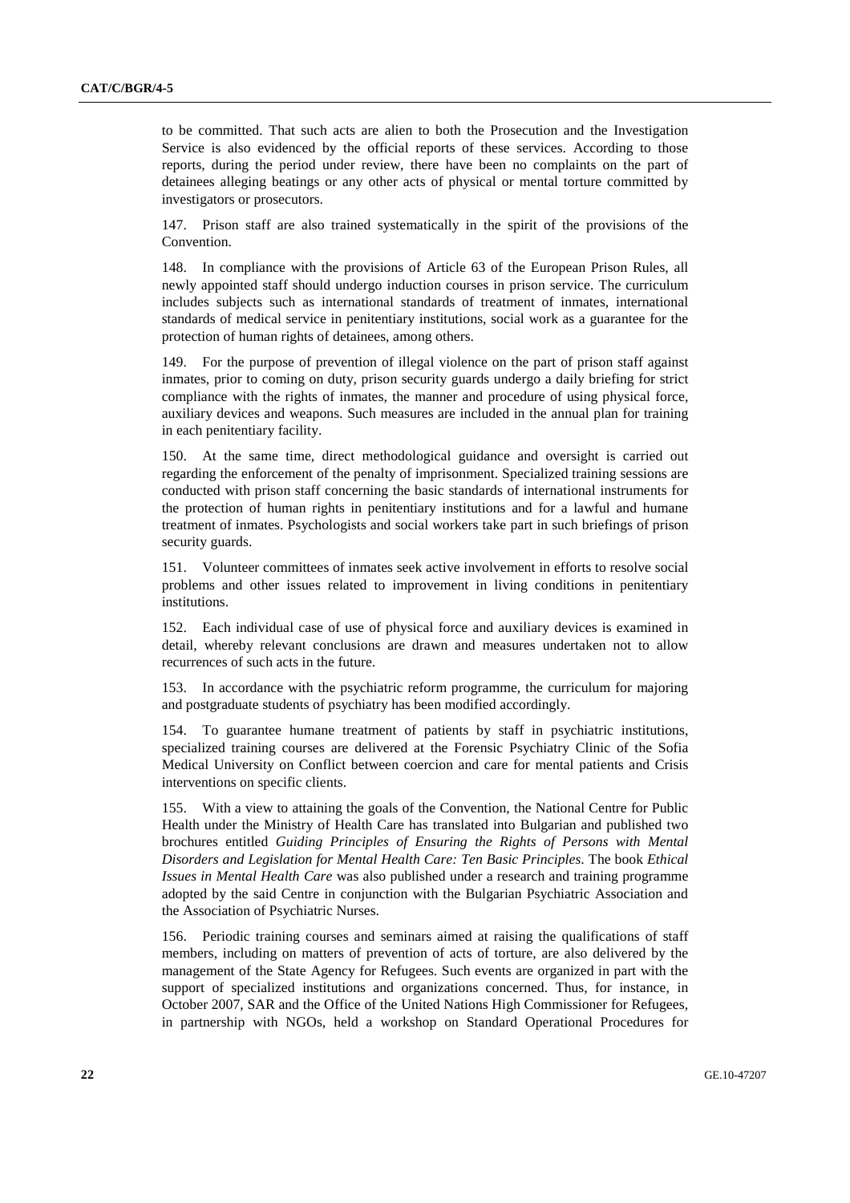to be committed. That such acts are alien to both the Prosecution and the Investigation Service is also evidenced by the official reports of these services. According to those reports, during the period under review, there have been no complaints on the part of detainees alleging beatings or any other acts of physical or mental torture committed by investigators or prosecutors.

147. Prison staff are also trained systematically in the spirit of the provisions of the Convention.

148. In compliance with the provisions of Article 63 of the European Prison Rules, all newly appointed staff should undergo induction courses in prison service. The curriculum includes subjects such as international standards of treatment of inmates, international standards of medical service in penitentiary institutions, social work as a guarantee for the protection of human rights of detainees, among others.

149. For the purpose of prevention of illegal violence on the part of prison staff against inmates, prior to coming on duty, prison security guards undergo a daily briefing for strict compliance with the rights of inmates, the manner and procedure of using physical force, auxiliary devices and weapons. Such measures are included in the annual plan for training in each penitentiary facility.

150. At the same time, direct methodological guidance and oversight is carried out regarding the enforcement of the penalty of imprisonment. Specialized training sessions are conducted with prison staff concerning the basic standards of international instruments for the protection of human rights in penitentiary institutions and for a lawful and humane treatment of inmates. Psychologists and social workers take part in such briefings of prison security guards.

151. Volunteer committees of inmates seek active involvement in efforts to resolve social problems and other issues related to improvement in living conditions in penitentiary institutions.

152. Each individual case of use of physical force and auxiliary devices is examined in detail, whereby relevant conclusions are drawn and measures undertaken not to allow recurrences of such acts in the future.

153. In accordance with the psychiatric reform programme, the curriculum for majoring and postgraduate students of psychiatry has been modified accordingly.

154. To guarantee humane treatment of patients by staff in psychiatric institutions, specialized training courses are delivered at the Forensic Psychiatry Clinic of the Sofia Medical University on Conflict between coercion and care for mental patients and Crisis interventions on specific clients.

155. With a view to attaining the goals of the Convention, the National Centre for Public Health under the Ministry of Health Care has translated into Bulgarian and published two brochures entitled *Guiding Principles of Ensuring the Rights of Persons with Mental Disorders and Legislation for Mental Health Care: Ten Basic Principles*. The book *Ethical Issues in Mental Health Care* was also published under a research and training programme adopted by the said Centre in conjunction with the Bulgarian Psychiatric Association and the Association of Psychiatric Nurses.

156. Periodic training courses and seminars aimed at raising the qualifications of staff members, including on matters of prevention of acts of torture, are also delivered by the management of the State Agency for Refugees. Such events are organized in part with the support of specialized institutions and organizations concerned. Thus, for instance, in October 2007, SAR and the Office of the United Nations High Commissioner for Refugees, in partnership with NGOs, held a workshop on Standard Operational Procedures for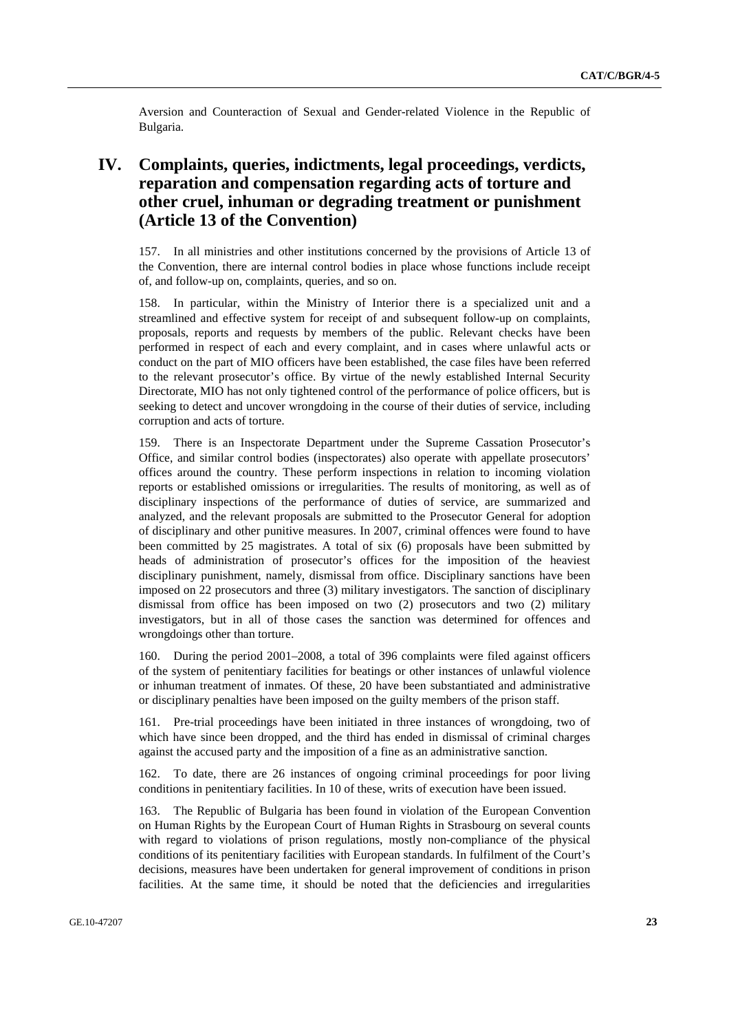Aversion and Counteraction of Sexual and Gender-related Violence in the Republic of Bulgaria.

# IV. Complaints, queries, indictments, legal proceedings, verdicts, reparation and compensation regarding acts of torture and other cruel, inhuman or degrading treatment or punishment (Article 13 of the Convention)

157. In all ministries and other institutions concerned by the provisions of Article 13 of the Convention, there are internal control bodies in place whose functions include receipt of, and follow-up on, complaints, queries, and so on.

158. In particular, within the Ministry of Interior there is a specialized unit and a streamlined and effective system for receipt of and subsequent follow-up on complaints, proposals, reports and requests by members of the public. Relevant checks have been performed in respect of each and every complaint, and in cases where unlawful acts or conduct on the part of MIO officers have been established, the case files have been referred to the relevant prosecutor's office. By virtue of the newly established Internal Security Directorate, MIO has not only tightened control of the performance of police officers, but is seeking to detect and uncover wrongdoing in the course of their duties of service, including corruption and acts of torture.

159. There is an Inspectorate Department under the Supreme Cassation Prosecutor's Office, and similar control bodies (inspectorates) also operate with appellate prosecutors' offices around the country. These perform inspections in relation to incoming violation reports or established omissions or irregularities. The results of monitoring, as well as of disciplinary inspections of the performance of duties of service, are summarized and analyzed, and the relevant proposals are submitted to the Prosecutor General for adoption of disciplinary and other punitive measures. In 2007, criminal offences were found to have been committed by 25 magistrates. A total of six (6) proposals have been submitted by heads of administration of prosecutor's offices for the imposition of the heaviest disciplinary punishment, namely, dismissal from office. Disciplinary sanctions have been imposed on 22 prosecutors and three (3) military investigators. The sanction of disciplinary dismissal from office has been imposed on two (2) prosecutors and two (2) military investigators, but in all of those cases the sanction was determined for offences and wrongdoings other than torture.

160. During the period 2001–2008, a total of 396 complaints were filed against officers of the system of penitentiary facilities for beatings or other instances of unlawful violence or inhuman treatment of inmates. Of these, 20 have been substantiated and administrative or disciplinary penalties have been imposed on the guilty members of the prison staff.

161. Pre-trial proceedings have been initiated in three instances of wrongdoing, two of which have since been dropped, and the third has ended in dismissal of criminal charges against the accused party and the imposition of a fine as an administrative sanction.

162. To date, there are 26 instances of ongoing criminal proceedings for poor living conditions in penitentiary facilities. In 10 of these, writs of execution have been issued.

163. The Republic of Bulgaria has been found in violation of the European Convention on Human Rights by the European Court of Human Rights in Strasbourg on several counts with regard to violations of prison regulations, mostly non-compliance of the physical conditions of its penitentiary facilities with European standards. In fulfilment of the Court's decisions, measures have been undertaken for general improvement of conditions in prison facilities. At the same time, it should be noted that the deficiencies and irregularities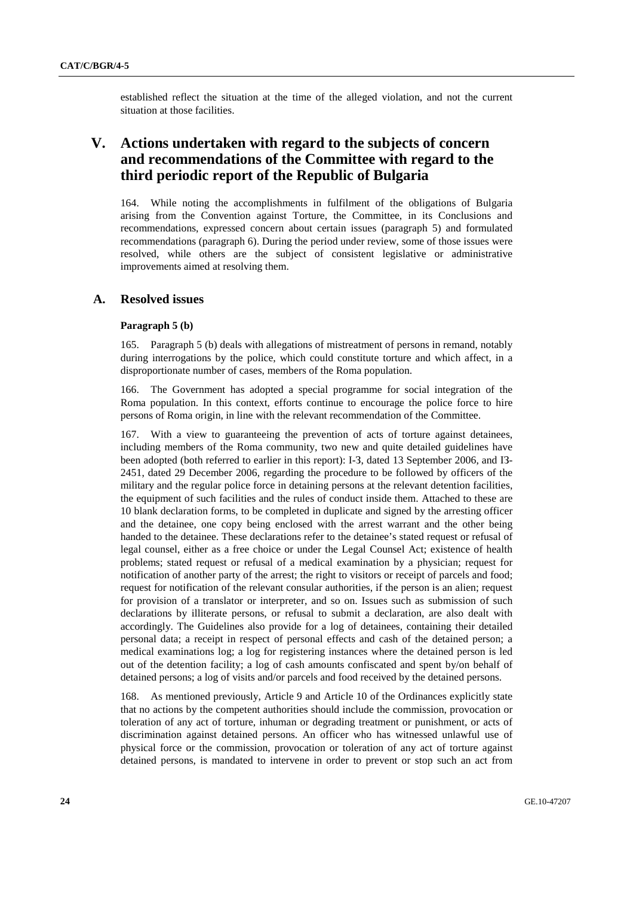established reflect the situation at the time of the alleged violation, and not the current situation at those facilities.

# V. Actions undertaken with regard to the subjects of concern and recommendations of the Committee with regard to the third periodic report of the Republic of Bulgaria

164. While noting the accomplishments in fulfilment of the obligations of Bulgaria arising from the Convention against Torture, the Committee, in its Conclusions and recommendations, expressed concern about certain issues (paragraph 5) and formulated recommendations (paragraph 6). During the period under review, some of those issues were resolved, while others are the subject of consistent legislative or administrative improvements aimed at resolving them.

## A. Resolved issues

### Paragraph 5 (b)

165. Paragraph 5 (b) deals with allegations of mistreatment of persons in remand, notably during interrogations by the police, which could constitute torture and which affect, in a disproportionate number of cases, members of the Roma population.

166. The Government has adopted a special programme for social integration of the Roma population. In this context, efforts continue to encourage the police force to hire persons of Roma origin, in line with the relevant recommendation of the Committee.

167. With a view to guaranteeing the prevention of acts of torture against detainees, including members of the Roma community, two new and quite detailed guidelines have been adopted (both referred to earlier in this report): I-3, dated 13 September 2006, and I3-2451, dated 29 December 2006, regarding the procedure to be followed by officers of the military and the regular police force in detaining persons at the relevant detention facilities, the equipment of such facilities and the rules of conduct inside them. Attached to these are 10 blank declaration forms, to be completed in duplicate and signed by the arresting officer and the detainee, one copy being enclosed with the arrest warrant and the other being handed to the detainee. These declarations refer to the detainee's stated request or refusal of legal counsel, either as a free choice or under the Legal Counsel Act; existence of health problems; stated request or refusal of a medical examination by a physician; request for notification of another party of the arrest; the right to visitors or receipt of parcels and food; request for notification of the relevant consular authorities, if the person is an alien; request for provision of a translator or interpreter, and so on. Issues such as submission of such declarations by illiterate persons, or refusal to submit a declaration, are also dealt with accordingly. The Guidelines also provide for a log of detainees, containing their detailed personal data; a receipt in respect of personal effects and cash of the detained person; a medical examinations log; a log for registering instances where the detained person is led out of the detention facility; a log of cash amounts confiscated and spent by/on behalf of detained persons; a log of visits and/or parcels and food received by the detained persons.

168. As mentioned previously, Article 9 and Article 10 of the Ordinances explicitly state that no actions by the competent authorities should include the commission, provocation or toleration of any act of torture, inhuman or degrading treatment or punishment, or acts of discrimination against detained persons. An officer who has witnessed unlawful use of physical force or the commission, provocation or toleration of any act of torture against detained persons, is mandated to intervene in order to prevent or stop such an act from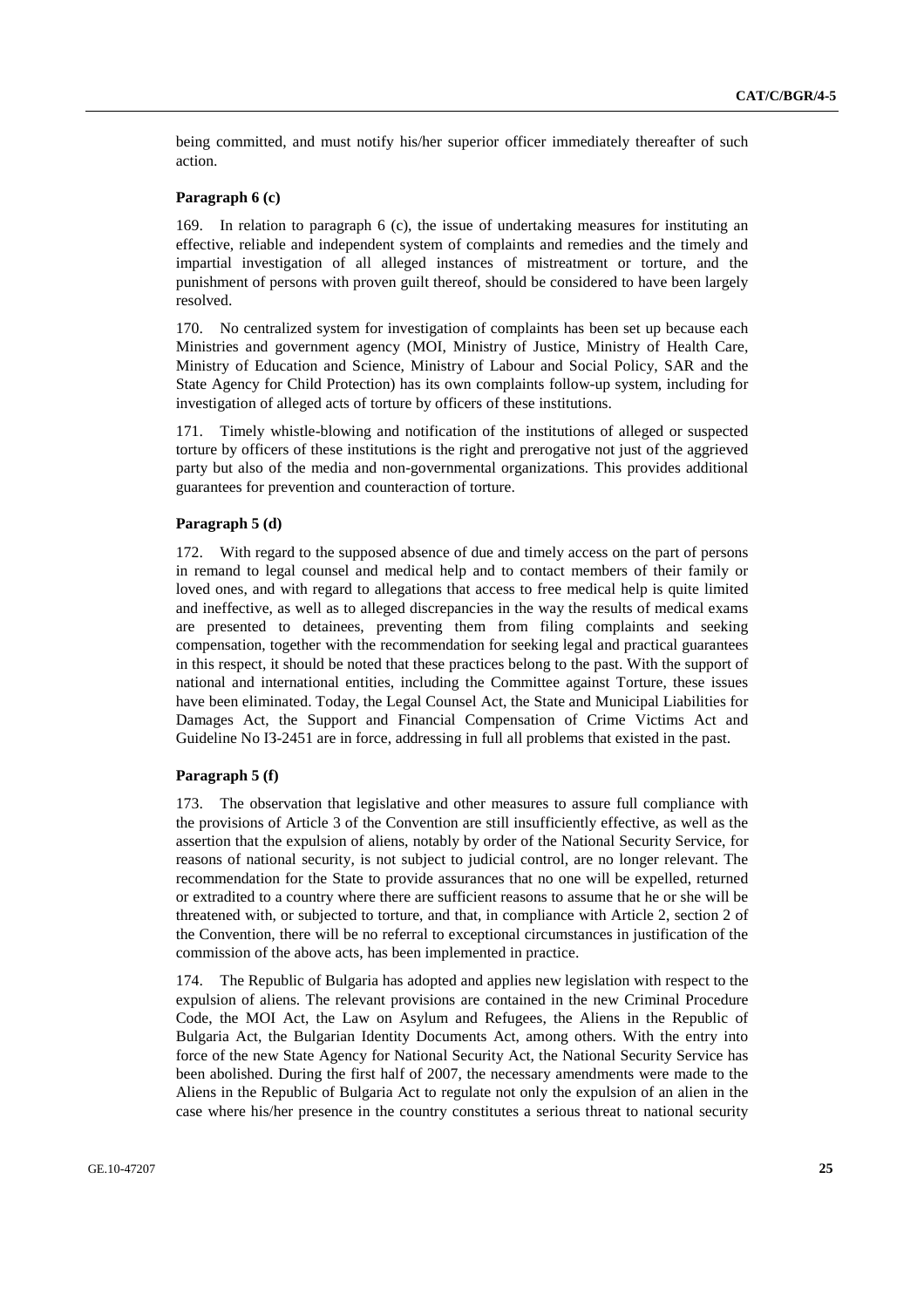being committed, and must notify his/her superior officer immediately thereafter of such action.

#### Paragraph 6 (c)

169. In relation to paragraph 6 (c), the issue of undertaking measures for instituting an effective, reliable and independent system of complaints and remedies and the timely and impartial investigation of all alleged instances of mistreatment or torture, and the punishment of persons with proven guilt thereof, should be considered to have been largely resolved.

170. No centralized system for investigation of complaints has been set up because each Ministries and government agency (MOI, Ministry of Justice, Ministry of Health Care, Ministry of Education and Science, Ministry of Labour and Social Policy, SAR and the State Agency for Child Protection) has its own complaints follow-up system, including for investigation of alleged acts of torture by officers of these institutions.

171. Timely whistle-blowing and notification of the institutions of alleged or suspected torture by officers of these institutions is the right and prerogative not just of the aggrieved party but also of the media and non-governmental organizations. This provides additional guarantees for prevention and counteraction of torture.

#### Paragraph 5 (d)

172. With regard to the supposed absence of due and timely access on the part of persons in remand to legal counsel and medical help and to contact members of their family or loved ones, and with regard to allegations that access to free medical help is quite limited and ineffective, as well as to alleged discrepancies in the way the results of medical exams are presented to detainees, preventing them from filing complaints and seeking compensation, together with the recommendation for seeking legal and practical guarantees in this respect, it should be noted that these practices belong to the past. With the support of national and international entities, including the Committee against Torture, these issues have been eliminated. Today, the Legal Counsel Act, the State and Municipal Liabilities for Damages Act, the Support and Financial Compensation of Crime Victims Act and Guideline No I3-2451 are in force, addressing in full all problems that existed in the past.

#### Paragraph 5 (f)

173. The observation that legislative and other measures to assure full compliance with the provisions of Article 3 of the Convention are still insufficiently effective, as well as the assertion that the expulsion of aliens, notably by order of the National Security Service, for reasons of national security, is not subject to judicial control, are no longer relevant. The recommendation for the State to provide assurances that no one will be expelled, returned or extradited to a country where there are sufficient reasons to assume that he or she will be threatened with, or subjected to torture, and that, in compliance with Article 2, section 2 of the Convention, there will be no referral to exceptional circumstances in justification of the commission of the above acts, has been implemented in practice.

174. The Republic of Bulgaria has adopted and applies new legislation with respect to the expulsion of aliens. The relevant provisions are contained in the new Criminal Procedure Code, the MOI Act, the Law on Asylum and Refugees, the Aliens in the Republic of Bulgaria Act, the Bulgarian Identity Documents Act, among others. With the entry into force of the new State Agency for National Security Act, the National Security Service has been abolished. During the first half of 2007, the necessary amendments were made to the Aliens in the Republic of Bulgaria Act to regulate not only the expulsion of an alien in the case where his/her presence in the country constitutes a serious threat to national security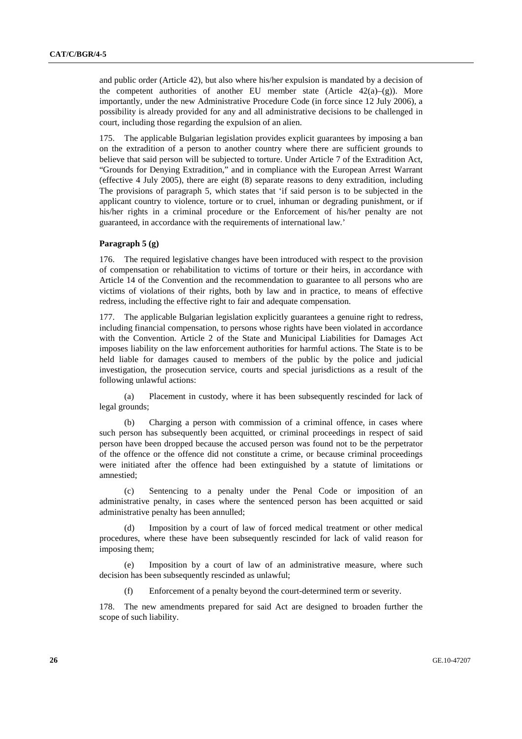and public order (Article 42), but also where his/her expulsion is mandated by a decision of the competent authorities of another EU member state (Article 42(a)–(g)). More importantly, under the new Administrative Procedure Code (in force since 12 July 2006), a possibility is already provided for any and all administrative decisions to be challenged in court, including those regarding the expulsion of an alien.

175. The applicable Bulgarian legislation provides explicit guarantees by imposing a ban on the extradition of a person to another country where there are sufficient grounds to believe that said person will be subjected to torture. Under Article 7 of the Extradition Act, "Grounds for Denying Extradition," and in compliance with the European Arrest Warrant (effective 4 July 2005), there are eight (8) separate reasons to deny extradition, including The provisions of paragraph 5, which states that 'if said person is to be subjected in the applicant country to violence, torture or to cruel, inhuman or degrading punishment, or if his/her rights in a criminal procedure or the Enforcement of his/her penalty are not guaranteed, in accordance with the requirements of international law.'

#### Paragraph 5 (g)

176. The required legislative changes have been introduced with respect to the provision of compensation or rehabilitation to victims of torture or their heirs, in accordance with Article 14 of the Convention and the recommendation to guarantee to all persons who are victims of violations of their rights, both by law and in practice, to means of effective redress, including the effective right to fair and adequate compensation.

177. The applicable Bulgarian legislation explicitly guarantees a genuine right to redress, including financial compensation, to persons whose rights have been violated in accordance with the Convention. Article 2 of the State and Municipal Liabilities for Damages Act imposes liability on the law enforcement authorities for harmful actions. The State is to be held liable for damages caused to members of the public by the police and judicial investigation, the prosecution service, courts and special jurisdictions as a result of the following unlawful actions:

(a) Placement in custody, where it has been subsequently rescinded for lack of legal grounds;

(b) Charging a person with commission of a criminal offence, in cases where such person has subsequently been acquitted, or criminal proceedings in respect of said person have been dropped because the accused person was found not to be the perpetrator of the offence or the offence did not constitute a crime, or because criminal proceedings were initiated after the offence had been extinguished by a statute of limitations or amnestied;

(c) Sentencing to a penalty under the Penal Code or imposition of an administrative penalty, in cases where the sentenced person has been acquitted or said administrative penalty has been annulled;

(d) Imposition by a court of law of forced medical treatment or other medical procedures, where these have been subsequently rescinded for lack of valid reason for imposing them;

(e) Imposition by a court of law of an administrative measure, where such decision has been subsequently rescinded as unlawful;

(f) Enforcement of a penalty beyond the court-determined term or severity.

178. The new amendments prepared for said Act are designed to broaden further the scope of such liability.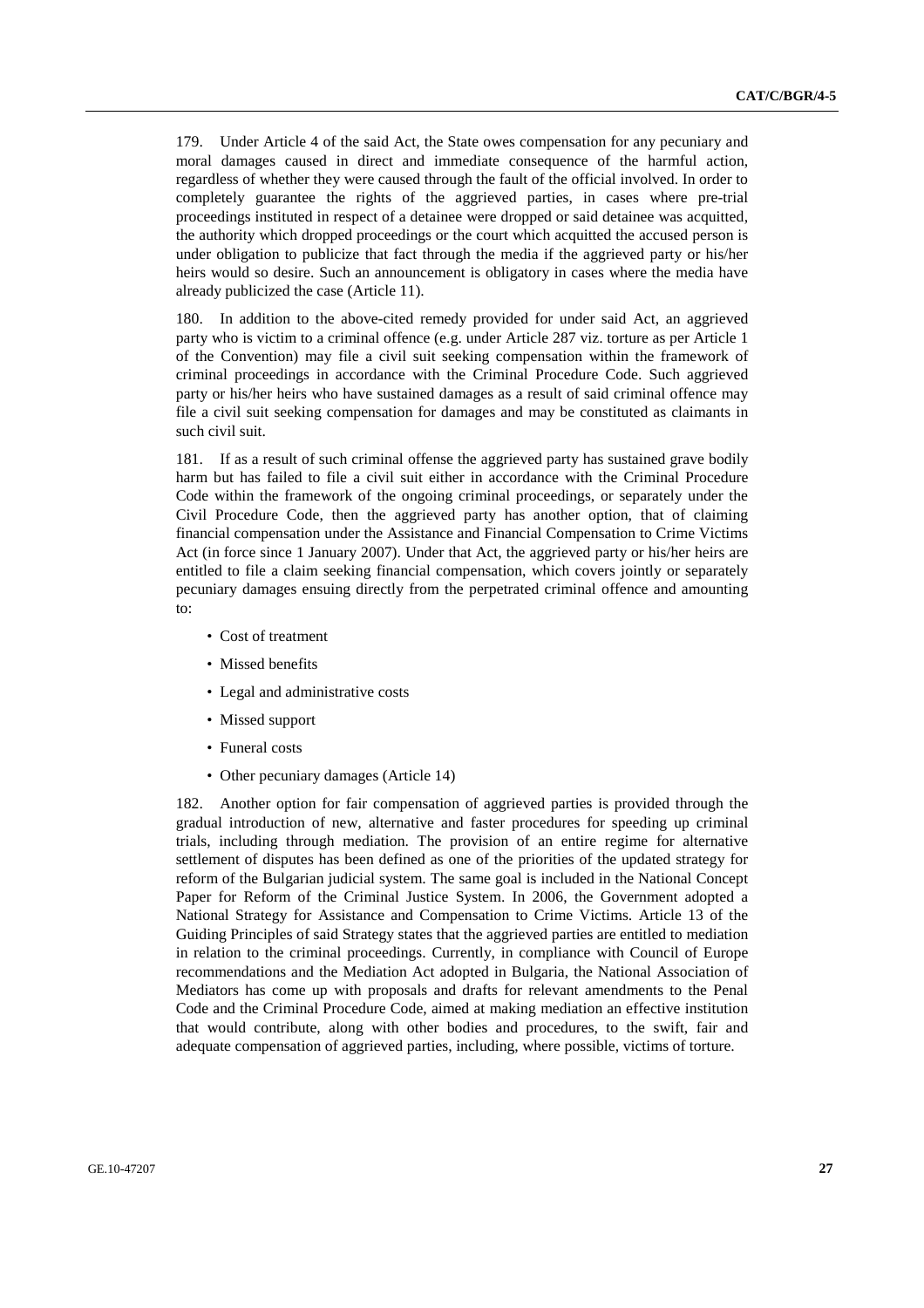179. Under Article 4 of the said Act, the State owes compensation for any pecuniary and moral damages caused in direct and immediate consequence of the harmful action, regardless of whether they were caused through the fault of the official involved. In order to completely guarantee the rights of the aggrieved parties, in cases where pre-trial proceedings instituted in respect of a detainee were dropped or said detainee was acquitted, the authority which dropped proceedings or the court which acquitted the accused person is under obligation to publicize that fact through the media if the aggrieved party or his/her heirs would so desire. Such an announcement is obligatory in cases where the media have already publicized the case (Article 11).

180. In addition to the above-cited remedy provided for under said Act, an aggrieved party who is victim to a criminal offence (e.g. under Article 287 viz. torture as per Article 1 of the Convention) may file a civil suit seeking compensation within the framework of criminal proceedings in accordance with the Criminal Procedure Code. Such aggrieved party or his/her heirs who have sustained damages as a result of said criminal offence may file a civil suit seeking compensation for damages and may be constituted as claimants in such civil suit.

181. If as a result of such criminal offense the aggrieved party has sustained grave bodily harm but has failed to file a civil suit either in accordance with the Criminal Procedure Code within the framework of the ongoing criminal proceedings, or separately under the Civil Procedure Code, then the aggrieved party has another option, that of claiming financial compensation under the Assistance and Financial Compensation to Crime Victims Act (in force since 1 January 2007). Under that Act, the aggrieved party or his/her heirs are entitled to file a claim seeking financial compensation, which covers jointly or separately pecuniary damages ensuing directly from the perpetrated criminal offence and amounting to:

- Cost of treatment
- Missed benefits
- Legal and administrative costs
- Missed support
- Funeral costs
- Other pecuniary damages (Article 14)

182. Another option for fair compensation of aggrieved parties is provided through the gradual introduction of new, alternative and faster procedures for speeding up criminal trials, including through mediation. The provision of an entire regime for alternative settlement of disputes has been defined as one of the priorities of the updated strategy for reform of the Bulgarian judicial system. The same goal is included in the National Concept Paper for Reform of the Criminal Justice System. In 2006, the Government adopted a National Strategy for Assistance and Compensation to Crime Victims. Article 13 of the Guiding Principles of said Strategy states that the aggrieved parties are entitled to mediation in relation to the criminal proceedings. Currently, in compliance with Council of Europe recommendations and the Mediation Act adopted in Bulgaria, the National Association of Mediators has come up with proposals and drafts for relevant amendments to the Penal Code and the Criminal Procedure Code, aimed at making mediation an effective institution that would contribute, along with other bodies and procedures, to the swift, fair and adequate compensation of aggrieved parties, including, where possible, victims of torture.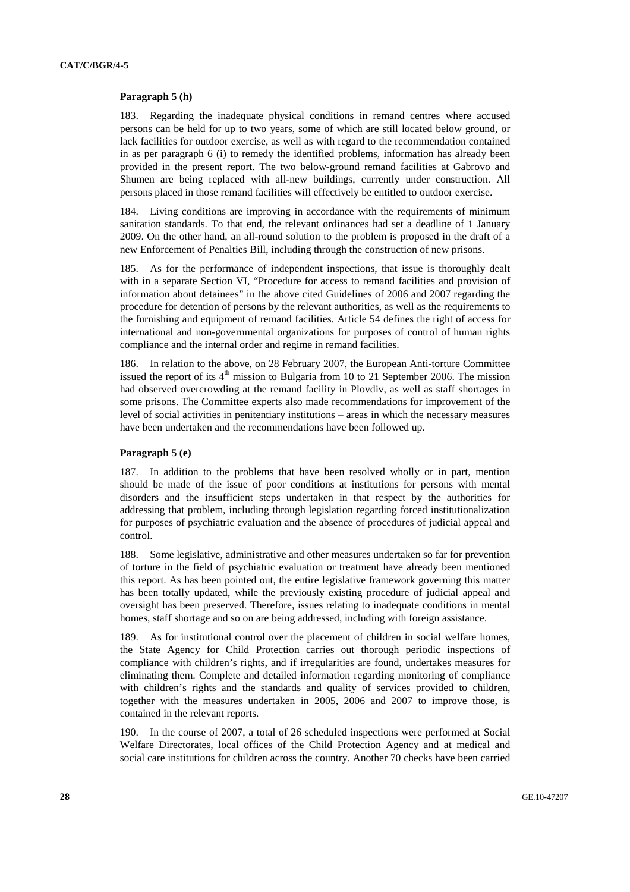### Paragraph 5 (h)

183. Regarding the inadequate physical conditions in remand centres where accused persons can be held for up to two years, some of which are still located below ground, or lack facilities for outdoor exercise, as well as with regard to the recommendation contained in as per paragraph 6 (i) to remedy the identified problems, information has already been provided in the present report. The two below-ground remand facilities at Gabrovo and Shumen are being replaced with all-new buildings, currently under construction. All persons placed in those remand facilities will effectively be entitled to outdoor exercise.

184. Living conditions are improving in accordance with the requirements of minimum sanitation standards. To that end, the relevant ordinances had set a deadline of 1 January 2009. On the other hand, an all-round solution to the problem is proposed in the draft of a new Enforcement of Penalties Bill, including through the construction of new prisons.

185. As for the performance of independent inspections, that issue is thoroughly dealt with in a separate Section VI, "Procedure for access to remand facilities and provision of information about detainees" in the above cited Guidelines of 2006 and 2007 regarding the procedure for detention of persons by the relevant authorities, as well as the requirements to the furnishing and equipment of remand facilities. Article 54 defines the right of access for international and non-governmental organizations for purposes of control of human rights compliance and the internal order and regime in remand facilities.

186. In relation to the above, on 28 February 2007, the European Anti-torture Committee issued the report of its 4th mission to Bulgaria from 10 to 21 September 2006. The mission had observed overcrowding at the remand facility in Plovdiv, as well as staff shortages in some prisons. The Committee experts also made recommendations for improvement of the level of social activities in penitentiary institutions – areas in which the necessary measures have been undertaken and the recommendations have been followed up.

### Paragraph 5 (e)

187. In addition to the problems that have been resolved wholly or in part, mention should be made of the issue of poor conditions at institutions for persons with mental disorders and the insufficient steps undertaken in that respect by the authorities for addressing that problem, including through legislation regarding forced institutionalization for purposes of psychiatric evaluation and the absence of procedures of judicial appeal and control.

188. Some legislative, administrative and other measures undertaken so far for prevention of torture in the field of psychiatric evaluation or treatment have already been mentioned this report. As has been pointed out, the entire legislative framework governing this matter has been totally updated, while the previously existing procedure of judicial appeal and oversight has been preserved. Therefore, issues relating to inadequate conditions in mental homes, staff shortage and so on are being addressed, including with foreign assistance.

189. As for institutional control over the placement of children in social welfare homes, the State Agency for Child Protection carries out thorough periodic inspections of compliance with children's rights, and if irregularities are found, undertakes measures for eliminating them. Complete and detailed information regarding monitoring of compliance with children's rights and the standards and quality of services provided to children, together with the measures undertaken in 2005, 2006 and 2007 to improve those, is contained in the relevant reports.

190. In the course of 2007, a total of 26 scheduled inspections were performed at Social Welfare Directorates, local offices of the Child Protection Agency and at medical and social care institutions for children across the country. Another 70 checks have been carried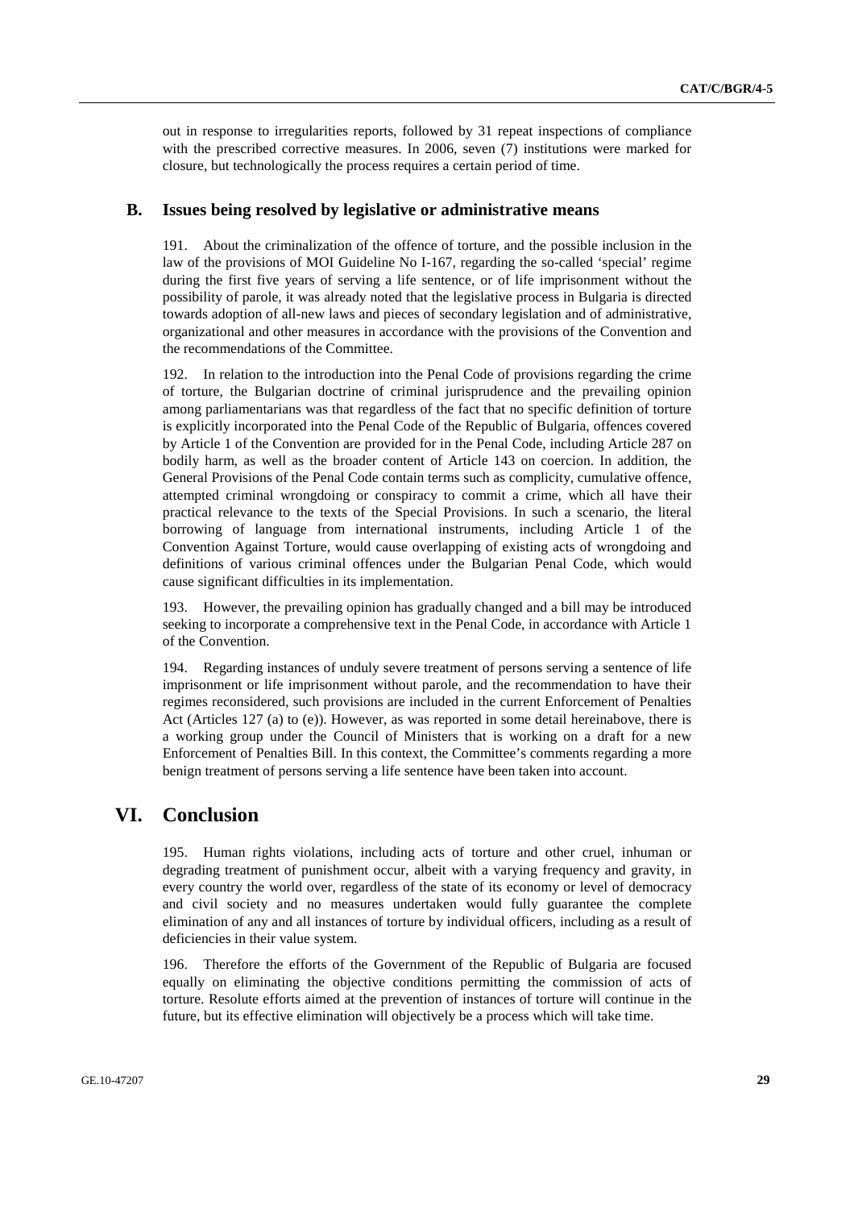out in response to irregularities reports, followed by 31 repeat inspections of compliance with the prescribed corrective measures. In 2006, seven (7) institutions were marked for closure, but technologically the process requires a certain period of time.

## B. Issues being resolved by legislative or administrative means

191. About the criminalization of the offence of torture, and the possible inclusion in the law of the provisions of MOI Guideline No I-167, regarding the so-called 'special' regime during the first five years of serving a life sentence, or of life imprisonment without the possibility of parole, it was already noted that the legislative process in Bulgaria is directed towards adoption of all-new laws and pieces of secondary legislation and of administrative, organizational and other measures in accordance with the provisions of the Convention and the recommendations of the Committee.

192. In relation to the introduction into the Penal Code of provisions regarding the crime of torture, the Bulgarian doctrine of criminal jurisprudence and the prevailing opinion among parliamentarians was that regardless of the fact that no specific definition of torture is explicitly incorporated into the Penal Code of the Republic of Bulgaria, offences covered by Article 1 of the Convention are provided for in the Penal Code, including Article 287 on bodily harm, as well as the broader content of Article 143 on coercion. In addition, the General Provisions of the Penal Code contain terms such as complicity, cumulative offence, attempted criminal wrongdoing or conspiracy to commit a crime, which all have their practical relevance to the texts of the Special Provisions. In such a scenario, the literal borrowing of language from international instruments, including Article 1 of the Convention Against Torture, would cause overlapping of existing acts of wrongdoing and definitions of various criminal offences under the Bulgarian Penal Code, which would cause significant difficulties in its implementation.

193. However, the prevailing opinion has gradually changed and a bill may be introduced seeking to incorporate a comprehensive text in the Penal Code, in accordance with Article 1 of the Convention.

194. Regarding instances of unduly severe treatment of persons serving a sentence of life imprisonment or life imprisonment without parole, and the recommendation to have their regimes reconsidered, such provisions are included in the current Enforcement of Penalties Act (Articles 127 (a) to (e)). However, as was reported in some detail hereinabove, there is a working group under the Council of Ministers that is working on a draft for a new Enforcement of Penalties Bill. In this context, the Committee's comments regarding a more benign treatment of persons serving a life sentence have been taken into account.

# VI. Conclusion

195. Human rights violations, including acts of torture and other cruel, inhuman or degrading treatment of punishment occur, albeit with a varying frequency and gravity, in every country the world over, regardless of the state of its economy or level of democracy and civil society and no measures undertaken would fully guarantee the complete elimination of any and all instances of torture by individual officers, including as a result of deficiencies in their value system.

196. Therefore the efforts of the Government of the Republic of Bulgaria are focused equally on eliminating the objective conditions permitting the commission of acts of torture. Resolute efforts aimed at the prevention of instances of torture will continue in the future, but its effective elimination will objectively be a process which will take time.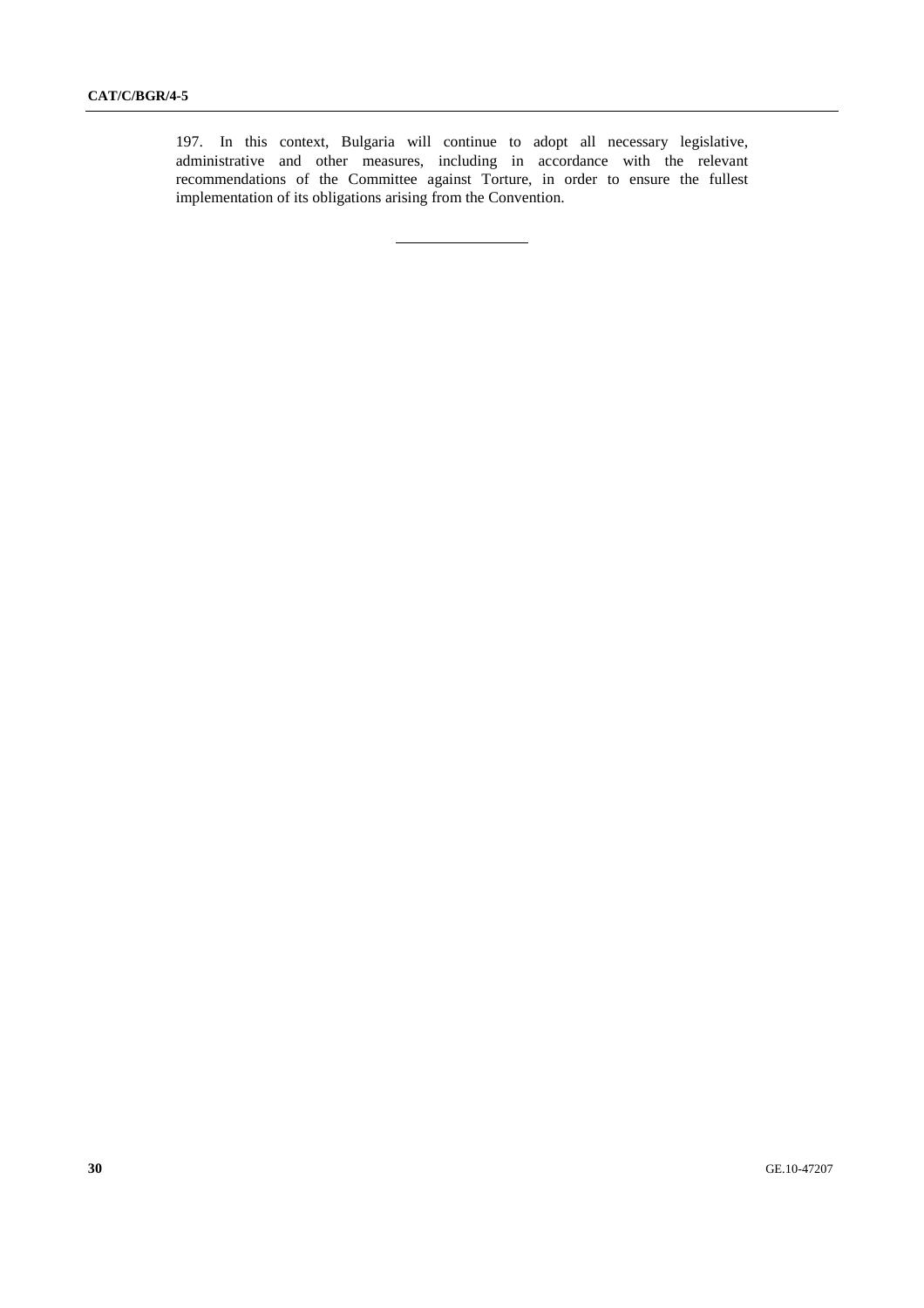197. In this context, Bulgaria will continue to adopt all necessary legislative, administrative and other measures, including in accordance with the relevant recommendations of the Committee against Torture, in order to ensure the fullest implementation of its obligations arising from the Convention.